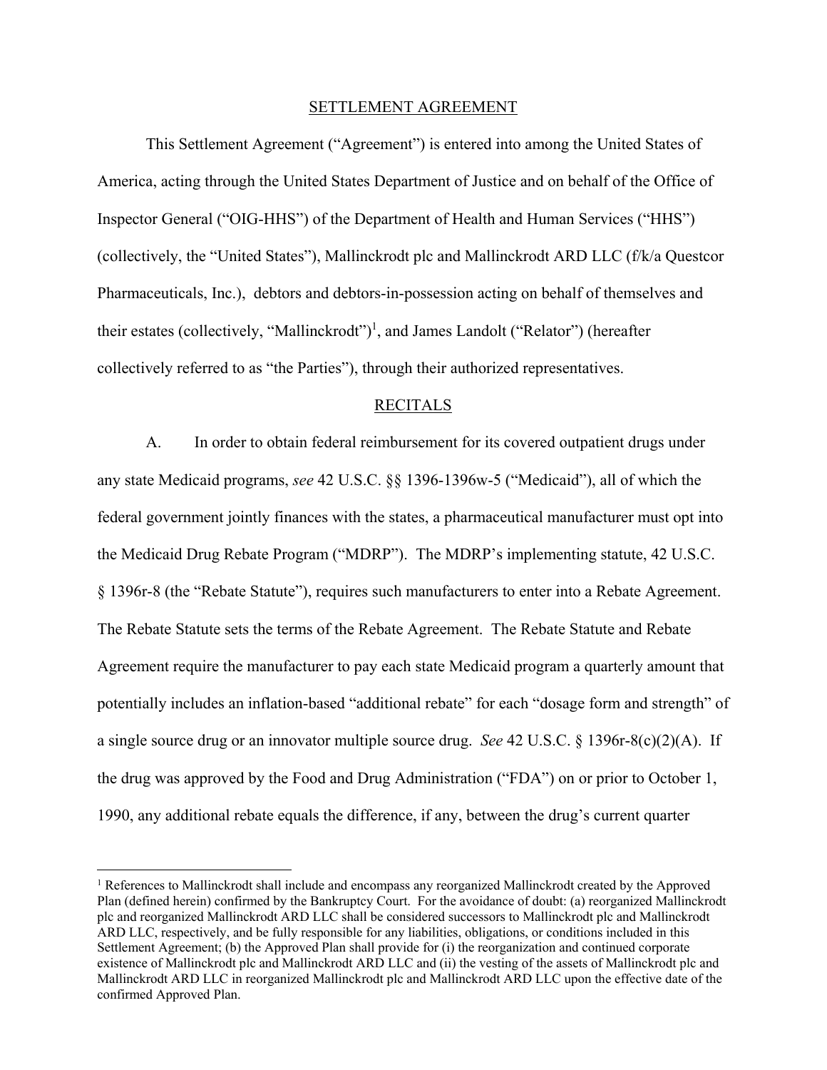# SETTLEMENT AGREEMENT

This Settlement Agreement ("Agreement") is entered into among the United States of America, acting through the United States Department of Justice and on behalf of the Office of Inspector General ("OIG-HHS") of the Department of Health and Human Services ("HHS") (collectively, the "United States"), Mallinckrodt plc and Mallinckrodt ARD LLC (f/k/a Questcor Pharmaceuticals, Inc.), debtors and debtors-in-possession acting on behalf of themselves and their estates (collectively, "Mallinckrodt")[1], and James Landolt ("Relator") (hereafter collectively referred to as "the Parties"), through their authorized representatives.

## RECITALS

A. In order to obtain federal reimbursement for its covered outpatient drugs under any state Medicaid programs, *see* 42 U.S.C. §§ 1396-1396w-5 ("Medicaid"), all of which the federal government jointly finances with the states, a pharmaceutical manufacturer must opt into the Medicaid Drug Rebate Program ("MDRP"). The MDRP's implementing statute, 42 U.S.C. § 1396r-8 (the "Rebate Statute"), requires such manufacturers to enter into a Rebate Agreement. The Rebate Statute sets the terms of the Rebate Agreement. The Rebate Statute and Rebate Agreement require the manufacturer to pay each state Medicaid program a quarterly amount that potentially includes an inflation-based "additional rebate" for each "dosage form and strength" of a single source drug or an innovator multiple source drug. *See* 42 U.S.C. § 1396r-8(c)(2)(A). If the drug was approved by the Food and Drug Administration ("FDA") on or prior to October 1, 1990, any additional rebate equals the difference, if any, between the drug's current quarter

---

[1] References to Mallinckrodt shall include and encompass any reorganized Mallinckrodt created by the Approved Plan (defined herein) confirmed by the Bankruptcy Court. For the avoidance of doubt: (a) reorganized Mallinckrodt plc and reorganized Mallinckrodt ARD LLC shall be considered successors to Mallinckrodt plc and Mallinckrodt ARD LLC, respectively, and be fully responsible for any liabilities, obligations, or conditions included in this Settlement Agreement; (b) the Approved Plan shall provide for (i) the reorganization and continued corporate existence of Mallinckrodt plc and Mallinckrodt ARD LLC and (ii) the vesting of the assets of Mallinckrodt plc and Mallinckrodt ARD LLC in reorganized Mallinckrodt plc and Mallinckrodt ARD LLC upon the effective date of the confirmed Approved Plan.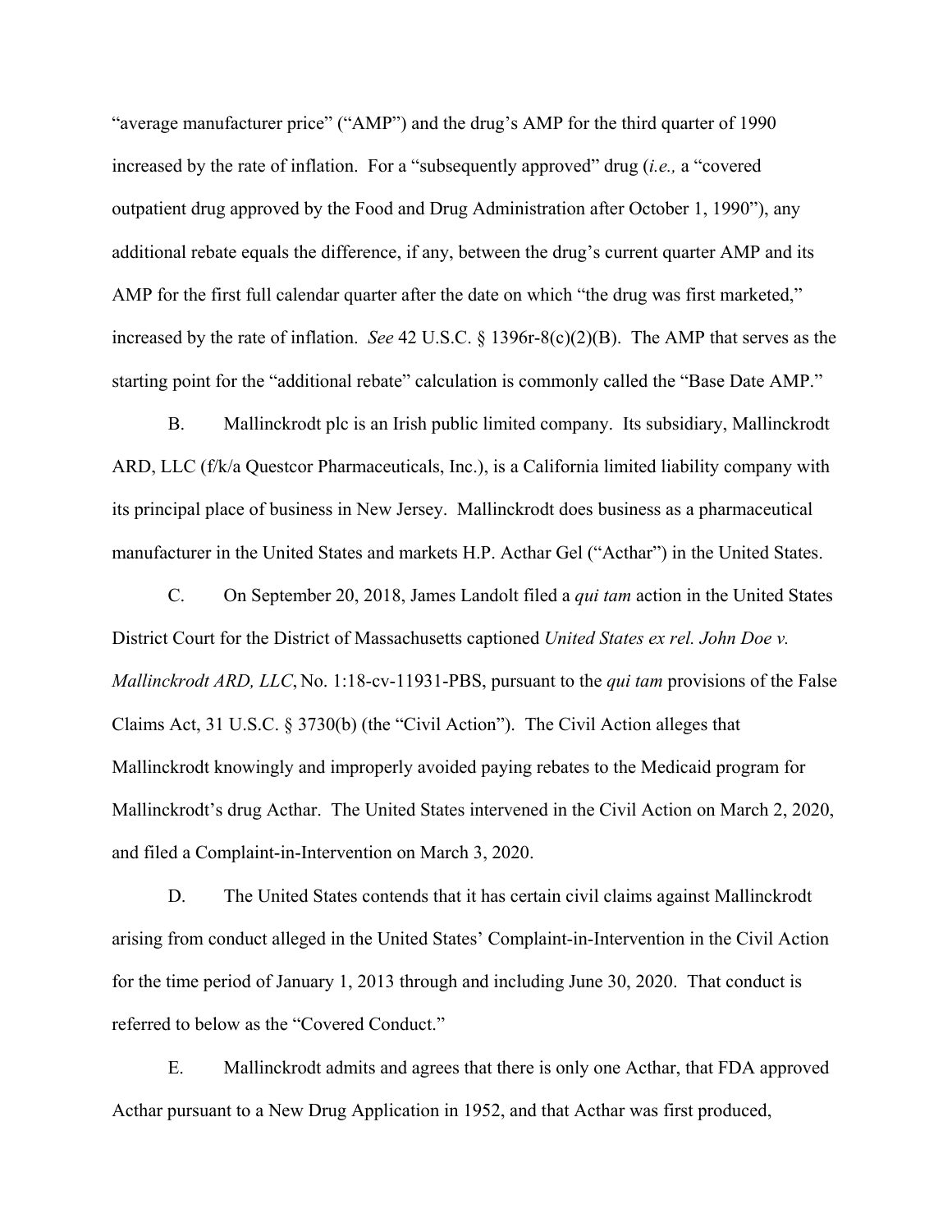"average manufacturer price" ("AMP") and the drug's AMP for the third quarter of 1990 increased by the rate of inflation. For a "subsequently approved" drug (*i.e.,* a "covered outpatient drug approved by the Food and Drug Administration after October 1, 1990"), any additional rebate equals the difference, if any, between the drug's current quarter AMP and its AMP for the first full calendar quarter after the date on which "the drug was first marketed," increased by the rate of inflation. *See* 42 U.S.C. § 1396r-8(c)(2)(B). The AMP that serves as the starting point for the "additional rebate" calculation is commonly called the "Base Date AMP."

B. Mallinckrodt plc is an Irish public limited company. Its subsidiary, Mallinckrodt ARD, LLC (f/k/a Questcor Pharmaceuticals, Inc.), is a California limited liability company with its principal place of business in New Jersey. Mallinckrodt does business as a pharmaceutical manufacturer in the United States and markets H.P. Acthar Gel ("Acthar") in the United States.

C. On September 20, 2018, James Landolt filed a *qui tam* action in the United States District Court for the District of Massachusetts captioned *United States ex rel. John Doe v. Mallinckrodt ARD, LLC*, No. 1:18-cv-11931-PBS, pursuant to the *qui tam* provisions of the False Claims Act, 31 U.S.C. § 3730(b) (the "Civil Action"). The Civil Action alleges that Mallinckrodt knowingly and improperly avoided paying rebates to the Medicaid program for Mallinckrodt's drug Acthar. The United States intervened in the Civil Action on March 2, 2020, and filed a Complaint-in-Intervention on March 3, 2020.

D. The United States contends that it has certain civil claims against Mallinckrodt arising from conduct alleged in the United States' Complaint-in-Intervention in the Civil Action for the time period of January 1, 2013 through and including June 30, 2020. That conduct is referred to below as the "Covered Conduct."

E. Mallinckrodt admits and agrees that there is only one Acthar, that FDA approved Acthar pursuant to a New Drug Application in 1952, and that Acthar was first produced,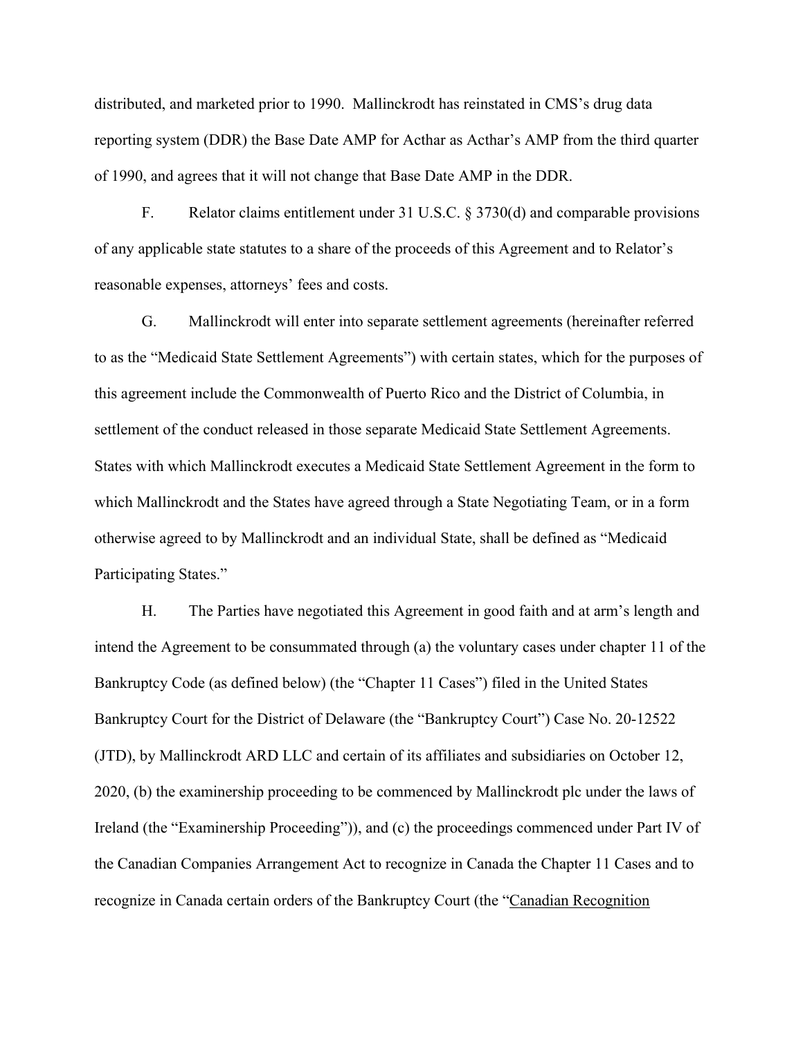distributed, and marketed prior to 1990. Mallinckrodt has reinstated in CMS's drug data reporting system (DDR) the Base Date AMP for Acthar as Acthar's AMP from the third quarter of 1990, and agrees that it will not change that Base Date AMP in the DDR.

F. Relator claims entitlement under 31 U.S.C. § 3730(d) and comparable provisions of any applicable state statutes to a share of the proceeds of this Agreement and to Relator's reasonable expenses, attorneys' fees and costs.

G. Mallinckrodt will enter into separate settlement agreements (hereinafter referred to as the "Medicaid State Settlement Agreements") with certain states, which for the purposes of this agreement include the Commonwealth of Puerto Rico and the District of Columbia, in settlement of the conduct released in those separate Medicaid State Settlement Agreements. States with which Mallinckrodt executes a Medicaid State Settlement Agreement in the form to which Mallinckrodt and the States have agreed through a State Negotiating Team, or in a form otherwise agreed to by Mallinckrodt and an individual State, shall be defined as "Medicaid Participating States."

H. The Parties have negotiated this Agreement in good faith and at arm's length and intend the Agreement to be consummated through (a) the voluntary cases under chapter 11 of the Bankruptcy Code (as defined below) (the "Chapter 11 Cases") filed in the United States Bankruptcy Court for the District of Delaware (the "Bankruptcy Court") Case No. 20-12522 (JTD), by Mallinckrodt ARD LLC and certain of its affiliates and subsidiaries on October 12, 2020, (b) the examinership proceeding to be commenced by Mallinckrodt plc under the laws of Ireland (the "Examinership Proceeding")), and (c) the proceedings commenced under Part IV of the Canadian Companies Arrangement Act to recognize in Canada the Chapter 11 Cases and to recognize in Canada certain orders of the Bankruptcy Court (the "<u>Canadian Recognition</u>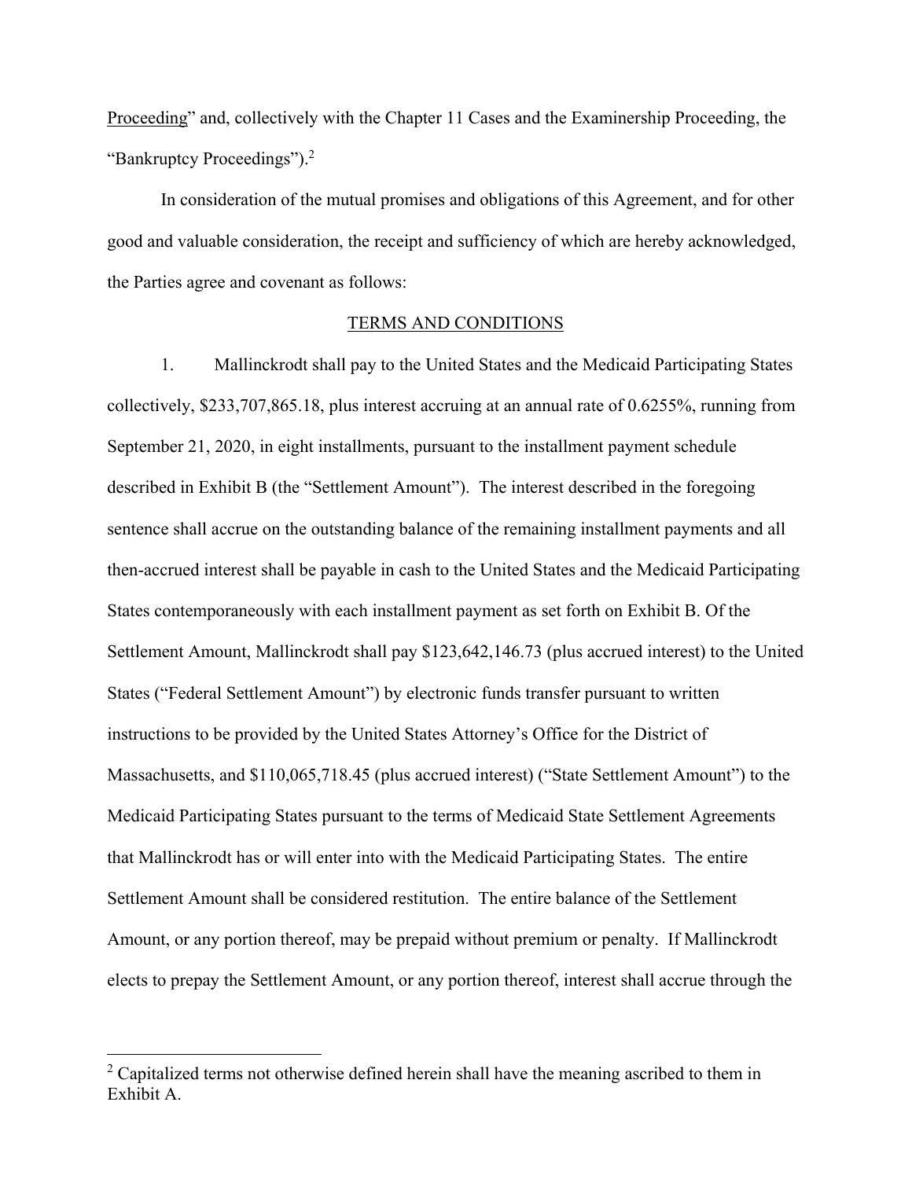Proceeding" and, collectively with the Chapter 11 Cases and the Examinership Proceeding, the "Bankruptcy Proceedings").[2]

In consideration of the mutual promises and obligations of this Agreement, and for other good and valuable consideration, the receipt and sufficiency of which are hereby acknowledged, the Parties agree and covenant as follows:

## TERMS AND CONDITIONS

1. Mallinckrodt shall pay to the United States and the Medicaid Participating States collectively, $233,707,865.18, plus interest accruing at an annual rate of 0.6255%, running from September 21, 2020, in eight installments, pursuant to the installment payment schedule described in Exhibit B (the "Settlement Amount"). The interest described in the foregoing sentence shall accrue on the outstanding balance of the remaining installment payments and all then-accrued interest shall be payable in cash to the United States and the Medicaid Participating States contemporaneously with each installment payment as set forth on Exhibit B. Of the Settlement Amount, Mallinckrodt shall pay $123,642,146.73 (plus accrued interest) to the United States ("Federal Settlement Amount") by electronic funds transfer pursuant to written instructions to be provided by the United States Attorney's Office for the District of Massachusetts, and $110,065,718.45 (plus accrued interest) ("State Settlement Amount") to the Medicaid Participating States pursuant to the terms of Medicaid State Settlement Agreements that Mallinckrodt has or will enter into with the Medicaid Participating States. The entire Settlement Amount shall be considered restitution. The entire balance of the Settlement Amount, or any portion thereof, may be prepaid without premium or penalty. If Mallinckrodt elects to prepay the Settlement Amount, or any portion thereof, interest shall accrue through the

---

[2] Capitalized terms not otherwise defined herein shall have the meaning ascribed to them in Exhibit A.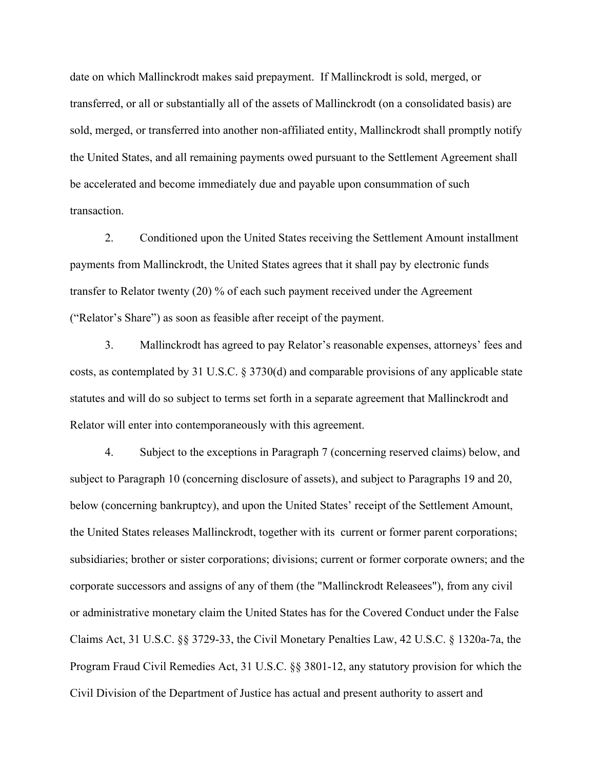date on which Mallinckrodt makes said prepayment. If Mallinckrodt is sold, merged, or transferred, or all or substantially all of the assets of Mallinckrodt (on a consolidated basis) are sold, merged, or transferred into another non-affiliated entity, Mallinckrodt shall promptly notify the United States, and all remaining payments owed pursuant to the Settlement Agreement shall be accelerated and become immediately due and payable upon consummation of such transaction.

2. Conditioned upon the United States receiving the Settlement Amount installment payments from Mallinckrodt, the United States agrees that it shall pay by electronic funds transfer to Relator twenty (20) % of each such payment received under the Agreement ("Relator's Share") as soon as feasible after receipt of the payment.

3. Mallinckrodt has agreed to pay Relator's reasonable expenses, attorneys' fees and costs, as contemplated by 31 U.S.C. § 3730(d) and comparable provisions of any applicable state statutes and will do so subject to terms set forth in a separate agreement that Mallinckrodt and Relator will enter into contemporaneously with this agreement.

4. Subject to the exceptions in Paragraph 7 (concerning reserved claims) below, and subject to Paragraph 10 (concerning disclosure of assets), and subject to Paragraphs 19 and 20, below (concerning bankruptcy), and upon the United States' receipt of the Settlement Amount, the United States releases Mallinckrodt, together with its current or former parent corporations; subsidiaries; brother or sister corporations; divisions; current or former corporate owners; and the corporate successors and assigns of any of them (the "Mallinckrodt Releasees"), from any civil or administrative monetary claim the United States has for the Covered Conduct under the False Claims Act, 31 U.S.C. §§ 3729-33, the Civil Monetary Penalties Law, 42 U.S.C. § 1320a-7a, the Program Fraud Civil Remedies Act, 31 U.S.C. §§ 3801-12, any statutory provision for which the Civil Division of the Department of Justice has actual and present authority to assert and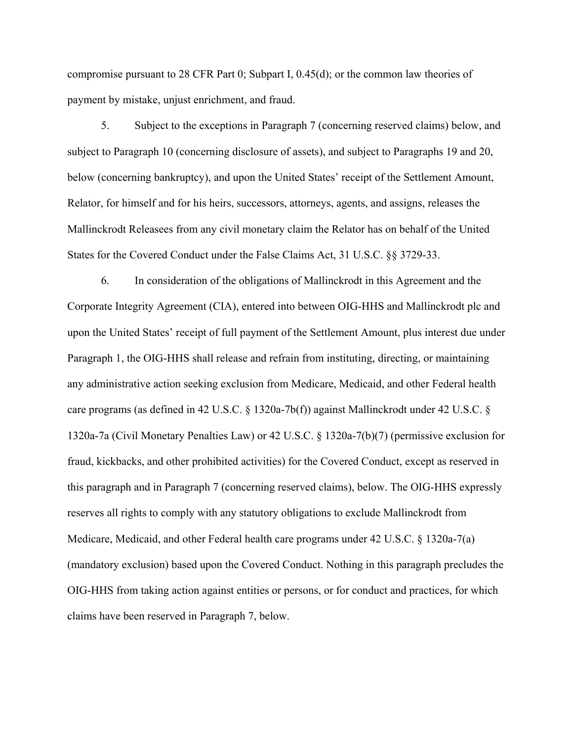compromise pursuant to 28 CFR Part 0; Subpart I, 0.45(d); or the common law theories of payment by mistake, unjust enrichment, and fraud.

5. Subject to the exceptions in Paragraph 7 (concerning reserved claims) below, and subject to Paragraph 10 (concerning disclosure of assets), and subject to Paragraphs 19 and 20, below (concerning bankruptcy), and upon the United States' receipt of the Settlement Amount, Relator, for himself and for his heirs, successors, attorneys, agents, and assigns, releases the Mallinckrodt Releasees from any civil monetary claim the Relator has on behalf of the United States for the Covered Conduct under the False Claims Act, 31 U.S.C. §§ 3729-33.

6. In consideration of the obligations of Mallinckrodt in this Agreement and the Corporate Integrity Agreement (CIA), entered into between OIG-HHS and Mallinckrodt plc and upon the United States' receipt of full payment of the Settlement Amount, plus interest due under Paragraph 1, the OIG-HHS shall release and refrain from instituting, directing, or maintaining any administrative action seeking exclusion from Medicare, Medicaid, and other Federal health care programs (as defined in 42 U.S.C. § 1320a-7b(f)) against Mallinckrodt under 42 U.S.C. § 1320a-7a (Civil Monetary Penalties Law) or 42 U.S.C. § 1320a-7(b)(7) (permissive exclusion for fraud, kickbacks, and other prohibited activities) for the Covered Conduct, except as reserved in this paragraph and in Paragraph 7 (concerning reserved claims), below. The OIG-HHS expressly reserves all rights to comply with any statutory obligations to exclude Mallinckrodt from Medicare, Medicaid, and other Federal health care programs under 42 U.S.C. § 1320a-7(a) (mandatory exclusion) based upon the Covered Conduct. Nothing in this paragraph precludes the OIG-HHS from taking action against entities or persons, or for conduct and practices, for which claims have been reserved in Paragraph 7, below.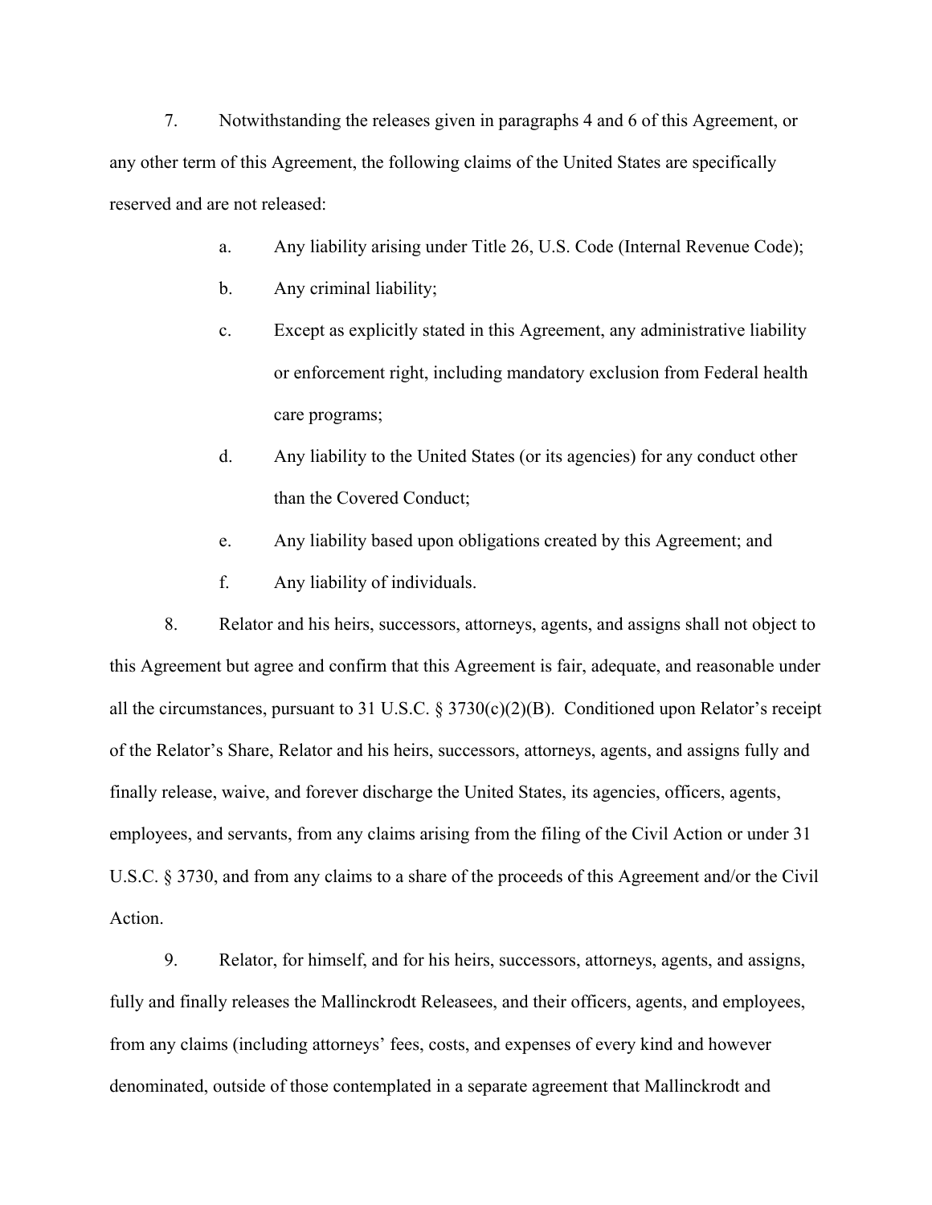7. Notwithstanding the releases given in paragraphs 4 and 6 of this Agreement, or any other term of this Agreement, the following claims of the United States are specifically reserved and are not released:

   a. Any liability arising under Title 26, U.S. Code (Internal Revenue Code);

   b. Any criminal liability;

   c. Except as explicitly stated in this Agreement, any administrative liability or enforcement right, including mandatory exclusion from Federal health care programs;

   d. Any liability to the United States (or its agencies) for any conduct other than the Covered Conduct;

   e. Any liability based upon obligations created by this Agreement; and

   f. Any liability of individuals.

8. Relator and his heirs, successors, attorneys, agents, and assigns shall not object to this Agreement but agree and confirm that this Agreement is fair, adequate, and reasonable under all the circumstances, pursuant to 31 U.S.C. § 3730(c)(2)(B). Conditioned upon Relator's receipt of the Relator's Share, Relator and his heirs, successors, attorneys, agents, and assigns fully and finally release, waive, and forever discharge the United States, its agencies, officers, agents, employees, and servants, from any claims arising from the filing of the Civil Action or under 31 U.S.C. § 3730, and from any claims to a share of the proceeds of this Agreement and/or the Civil Action.

9. Relator, for himself, and for his heirs, successors, attorneys, agents, and assigns, fully and finally releases the Mallinckrodt Releasees, and their officers, agents, and employees, from any claims (including attorneys' fees, costs, and expenses of every kind and however denominated, outside of those contemplated in a separate agreement that Mallinckrodt and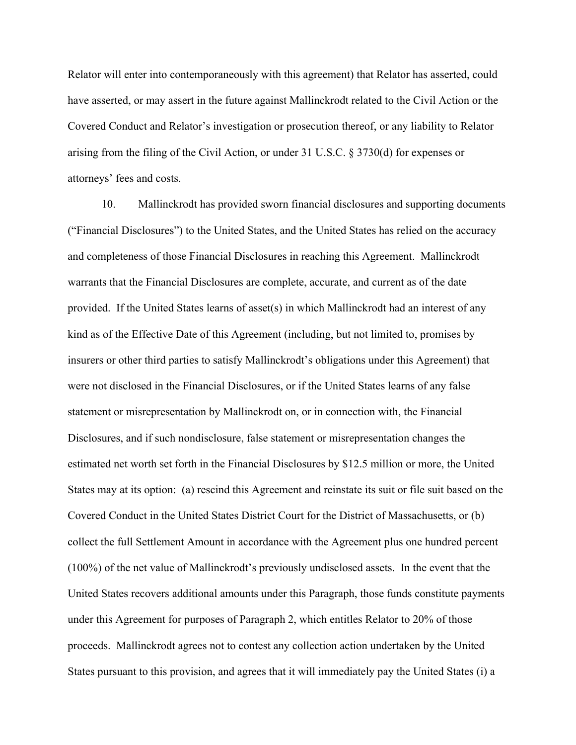Relator will enter into contemporaneously with this agreement) that Relator has asserted, could have asserted, or may assert in the future against Mallinckrodt related to the Civil Action or the Covered Conduct and Relator's investigation or prosecution thereof, or any liability to Relator arising from the filing of the Civil Action, or under 31 U.S.C. § 3730(d) for expenses or attorneys' fees and costs.

10. Mallinckrodt has provided sworn financial disclosures and supporting documents ("Financial Disclosures") to the United States, and the United States has relied on the accuracy and completeness of those Financial Disclosures in reaching this Agreement. Mallinckrodt warrants that the Financial Disclosures are complete, accurate, and current as of the date provided. If the United States learns of asset(s) in which Mallinckrodt had an interest of any kind as of the Effective Date of this Agreement (including, but not limited to, promises by insurers or other third parties to satisfy Mallinckrodt's obligations under this Agreement) that were not disclosed in the Financial Disclosures, or if the United States learns of any false statement or misrepresentation by Mallinckrodt on, or in connection with, the Financial Disclosures, and if such nondisclosure, false statement or misrepresentation changes the estimated net worth set forth in the Financial Disclosures by $12.5 million or more, the United States may at its option: (a) rescind this Agreement and reinstate its suit or file suit based on the Covered Conduct in the United States District Court for the District of Massachusetts, or (b) collect the full Settlement Amount in accordance with the Agreement plus one hundred percent (100%) of the net value of Mallinckrodt's previously undisclosed assets. In the event that the United States recovers additional amounts under this Paragraph, those funds constitute payments under this Agreement for purposes of Paragraph 2, which entitles Relator to 20% of those proceeds. Mallinckrodt agrees not to contest any collection action undertaken by the United States pursuant to this provision, and agrees that it will immediately pay the United States (i) a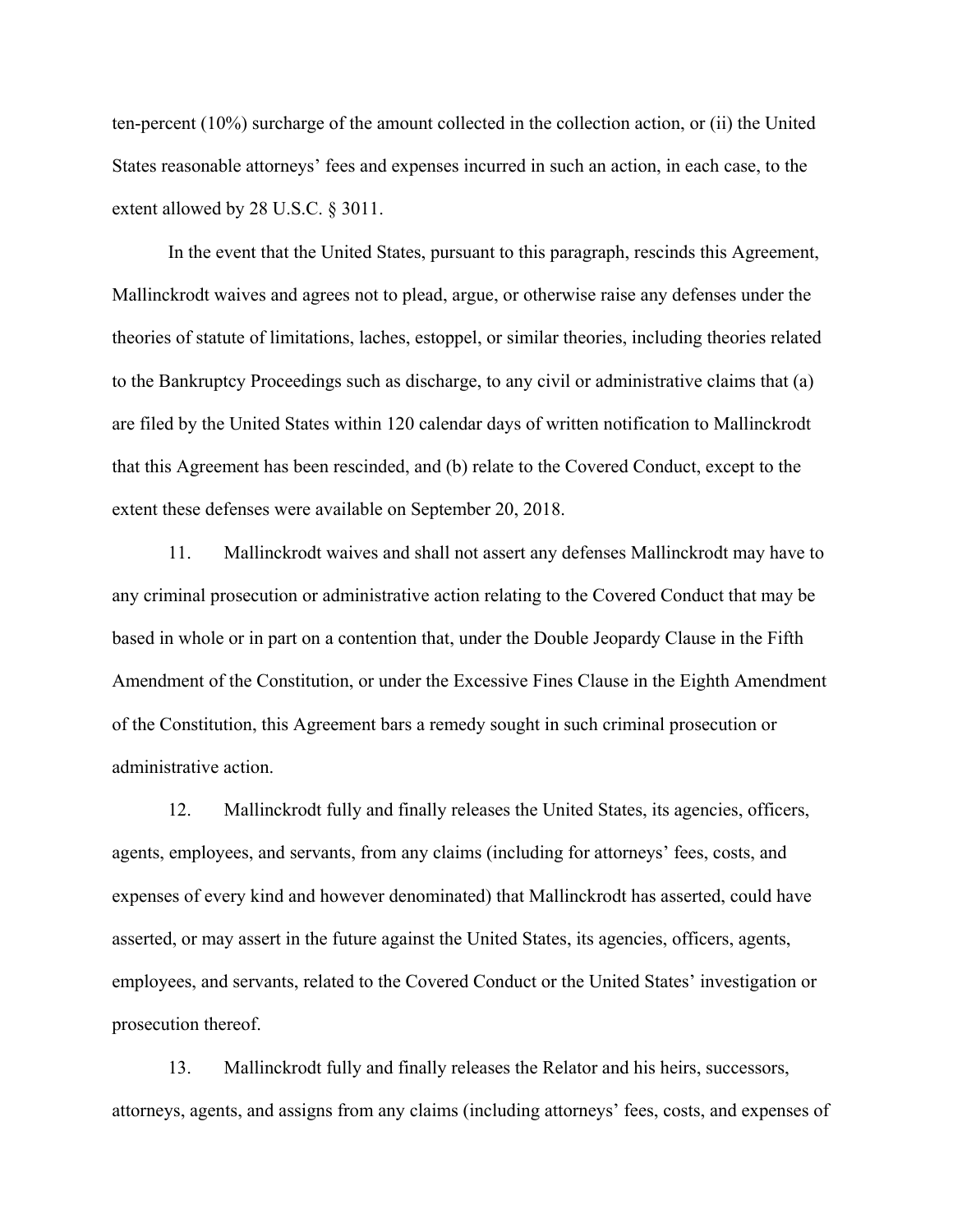ten-percent (10%) surcharge of the amount collected in the collection action, or (ii) the United States reasonable attorneys' fees and expenses incurred in such an action, in each case, to the extent allowed by 28 U.S.C. § 3011.

In the event that the United States, pursuant to this paragraph, rescinds this Agreement, Mallinckrodt waives and agrees not to plead, argue, or otherwise raise any defenses under the theories of statute of limitations, laches, estoppel, or similar theories, including theories related to the Bankruptcy Proceedings such as discharge, to any civil or administrative claims that (a) are filed by the United States within 120 calendar days of written notification to Mallinckrodt that this Agreement has been rescinded, and (b) relate to the Covered Conduct, except to the extent these defenses were available on September 20, 2018.

11. Mallinckrodt waives and shall not assert any defenses Mallinckrodt may have to any criminal prosecution or administrative action relating to the Covered Conduct that may be based in whole or in part on a contention that, under the Double Jeopardy Clause in the Fifth Amendment of the Constitution, or under the Excessive Fines Clause in the Eighth Amendment of the Constitution, this Agreement bars a remedy sought in such criminal prosecution or administrative action.

12. Mallinckrodt fully and finally releases the United States, its agencies, officers, agents, employees, and servants, from any claims (including for attorneys' fees, costs, and expenses of every kind and however denominated) that Mallinckrodt has asserted, could have asserted, or may assert in the future against the United States, its agencies, officers, agents, employees, and servants, related to the Covered Conduct or the United States' investigation or prosecution thereof.

13. Mallinckrodt fully and finally releases the Relator and his heirs, successors, attorneys, agents, and assigns from any claims (including attorneys' fees, costs, and expenses of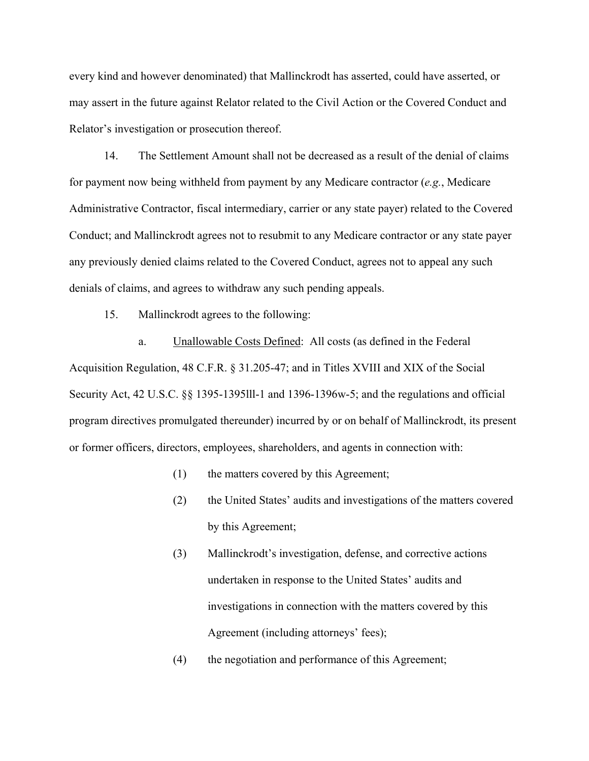every kind and however denominated) that Mallinckrodt has asserted, could have asserted, or may assert in the future against Relator related to the Civil Action or the Covered Conduct and Relator's investigation or prosecution thereof.

14. The Settlement Amount shall not be decreased as a result of the denial of claims for payment now being withheld from payment by any Medicare contractor (*e.g.*, Medicare Administrative Contractor, fiscal intermediary, carrier or any state payer) related to the Covered Conduct; and Mallinckrodt agrees not to resubmit to any Medicare contractor or any state payer any previously denied claims related to the Covered Conduct, agrees not to appeal any such denials of claims, and agrees to withdraw any such pending appeals.

15. Mallinckrodt agrees to the following:

a. Unallowable Costs Defined: All costs (as defined in the Federal Acquisition Regulation, 48 C.F.R. § 31.205-47; and in Titles XVIII and XIX of the Social Security Act, 42 U.S.C. §§ 1395-1395lll-1 and 1396-1396w-5; and the regulations and official program directives promulgated thereunder) incurred by or on behalf of Mallinckrodt, its present or former officers, directors, employees, shareholders, and agents in connection with:

(1) the matters covered by this Agreement;

(2) the United States' audits and investigations of the matters covered by this Agreement;

(3) Mallinckrodt's investigation, defense, and corrective actions undertaken in response to the United States' audits and investigations in connection with the matters covered by this Agreement (including attorneys' fees);

(4) the negotiation and performance of this Agreement;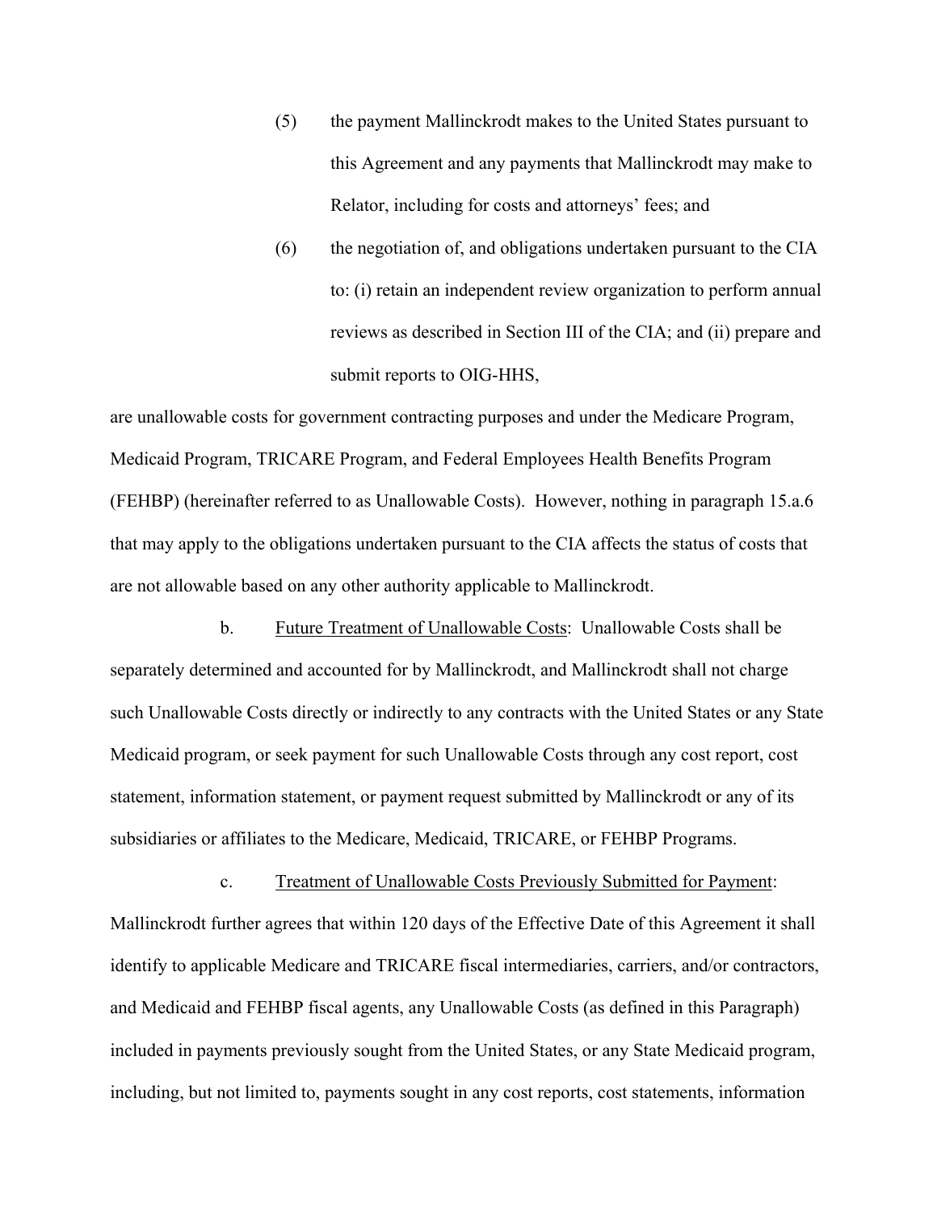(5) the payment Mallinckrodt makes to the United States pursuant to this Agreement and any payments that Mallinckrodt may make to Relator, including for costs and attorneys' fees; and

(6) the negotiation of, and obligations undertaken pursuant to the CIA to: (i) retain an independent review organization to perform annual reviews as described in Section III of the CIA; and (ii) prepare and submit reports to OIG-HHS,

are unallowable costs for government contracting purposes and under the Medicare Program, Medicaid Program, TRICARE Program, and Federal Employees Health Benefits Program (FEHBP) (hereinafter referred to as Unallowable Costs). However, nothing in paragraph 15.a.6 that may apply to the obligations undertaken pursuant to the CIA affects the status of costs that are not allowable based on any other authority applicable to Mallinckrodt.

b. Future Treatment of Unallowable Costs: Unallowable Costs shall be separately determined and accounted for by Mallinckrodt, and Mallinckrodt shall not charge such Unallowable Costs directly or indirectly to any contracts with the United States or any State Medicaid program, or seek payment for such Unallowable Costs through any cost report, cost statement, information statement, or payment request submitted by Mallinckrodt or any of its subsidiaries or affiliates to the Medicare, Medicaid, TRICARE, or FEHBP Programs.

c. Treatment of Unallowable Costs Previously Submitted for Payment: Mallinckrodt further agrees that within 120 days of the Effective Date of this Agreement it shall identify to applicable Medicare and TRICARE fiscal intermediaries, carriers, and/or contractors, and Medicaid and FEHBP fiscal agents, any Unallowable Costs (as defined in this Paragraph) included in payments previously sought from the United States, or any State Medicaid program, including, but not limited to, payments sought in any cost reports, cost statements, information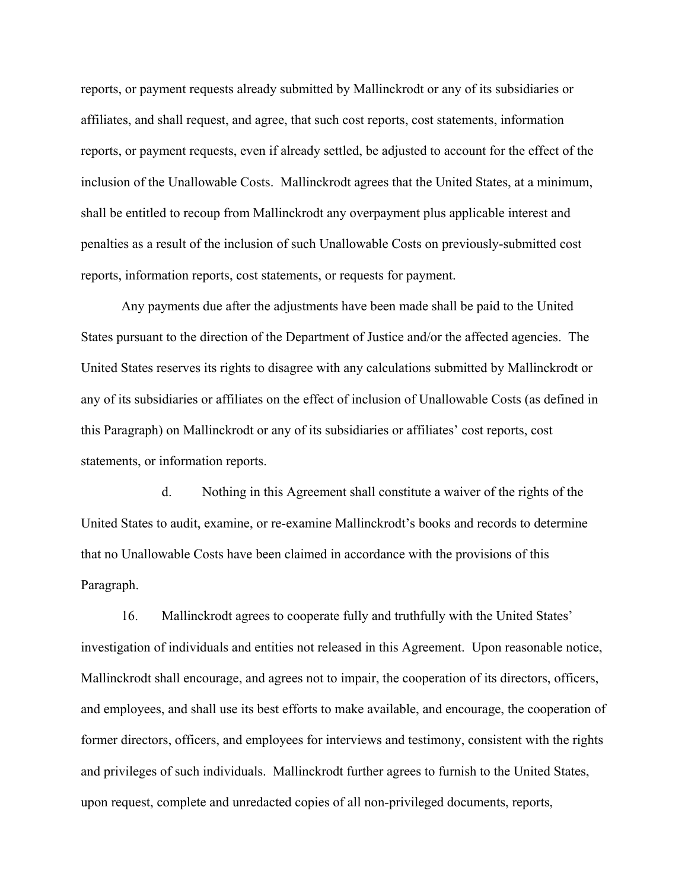reports, or payment requests already submitted by Mallinckrodt or any of its subsidiaries or affiliates, and shall request, and agree, that such cost reports, cost statements, information reports, or payment requests, even if already settled, be adjusted to account for the effect of the inclusion of the Unallowable Costs. Mallinckrodt agrees that the United States, at a minimum, shall be entitled to recoup from Mallinckrodt any overpayment plus applicable interest and penalties as a result of the inclusion of such Unallowable Costs on previously-submitted cost reports, information reports, cost statements, or requests for payment.

Any payments due after the adjustments have been made shall be paid to the United States pursuant to the direction of the Department of Justice and/or the affected agencies. The United States reserves its rights to disagree with any calculations submitted by Mallinckrodt or any of its subsidiaries or affiliates on the effect of inclusion of Unallowable Costs (as defined in this Paragraph) on Mallinckrodt or any of its subsidiaries or affiliates' cost reports, cost statements, or information reports.

d. Nothing in this Agreement shall constitute a waiver of the rights of the United States to audit, examine, or re-examine Mallinckrodt's books and records to determine that no Unallowable Costs have been claimed in accordance with the provisions of this Paragraph.

16. Mallinckrodt agrees to cooperate fully and truthfully with the United States' investigation of individuals and entities not released in this Agreement. Upon reasonable notice, Mallinckrodt shall encourage, and agrees not to impair, the cooperation of its directors, officers, and employees, and shall use its best efforts to make available, and encourage, the cooperation of former directors, officers, and employees for interviews and testimony, consistent with the rights and privileges of such individuals. Mallinckrodt further agrees to furnish to the United States, upon request, complete and unredacted copies of all non-privileged documents, reports,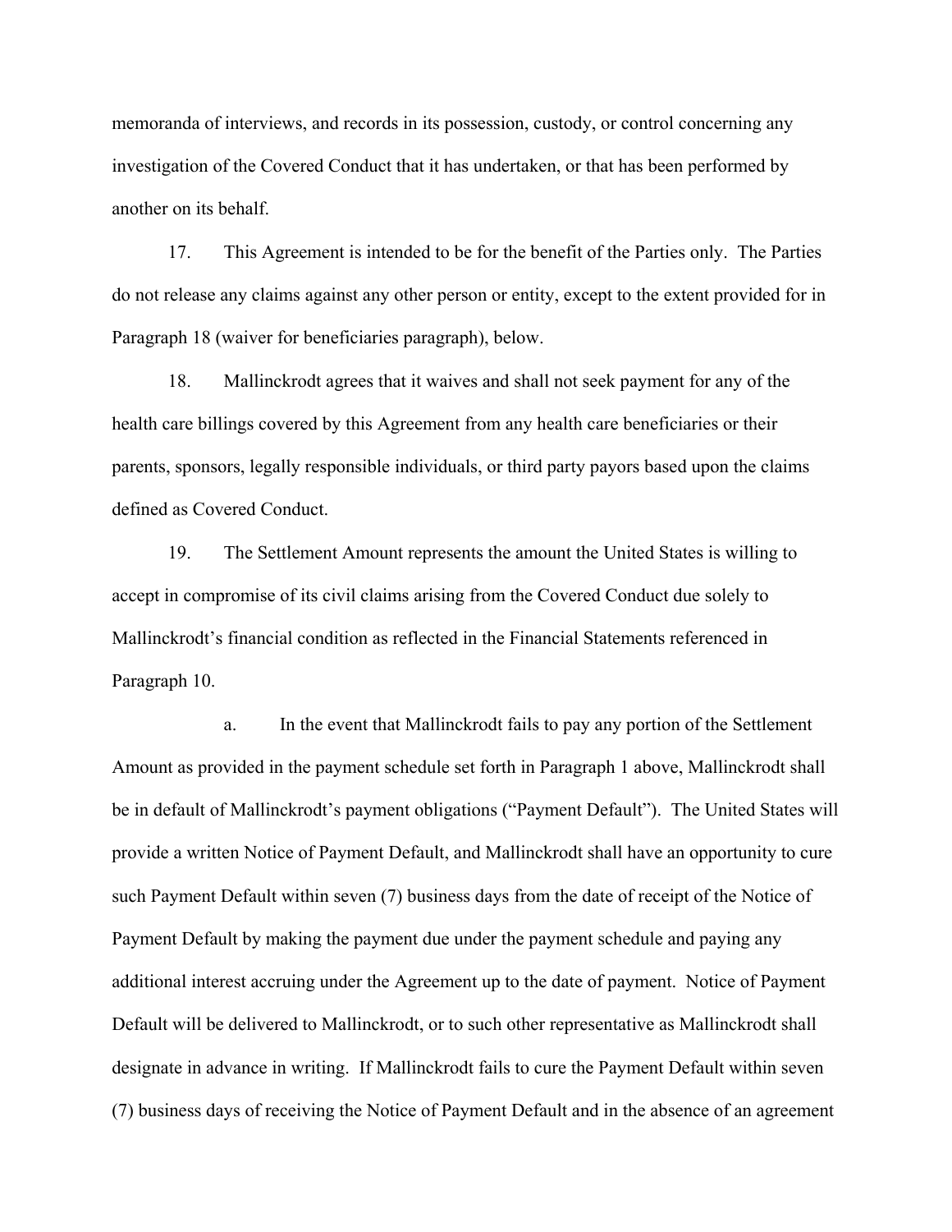memoranda of interviews, and records in its possession, custody, or control concerning any investigation of the Covered Conduct that it has undertaken, or that has been performed by another on its behalf.

17. This Agreement is intended to be for the benefit of the Parties only. The Parties do not release any claims against any other person or entity, except to the extent provided for in Paragraph 18 (waiver for beneficiaries paragraph), below.

18. Mallinckrodt agrees that it waives and shall not seek payment for any of the health care billings covered by this Agreement from any health care beneficiaries or their parents, sponsors, legally responsible individuals, or third party payors based upon the claims defined as Covered Conduct.

19. The Settlement Amount represents the amount the United States is willing to accept in compromise of its civil claims arising from the Covered Conduct due solely to Mallinckrodt's financial condition as reflected in the Financial Statements referenced in Paragraph 10.

a. In the event that Mallinckrodt fails to pay any portion of the Settlement Amount as provided in the payment schedule set forth in Paragraph 1 above, Mallinckrodt shall be in default of Mallinckrodt's payment obligations ("Payment Default"). The United States will provide a written Notice of Payment Default, and Mallinckrodt shall have an opportunity to cure such Payment Default within seven (7) business days from the date of receipt of the Notice of Payment Default by making the payment due under the payment schedule and paying any additional interest accruing under the Agreement up to the date of payment. Notice of Payment Default will be delivered to Mallinckrodt, or to such other representative as Mallinckrodt shall designate in advance in writing. If Mallinckrodt fails to cure the Payment Default within seven (7) business days of receiving the Notice of Payment Default and in the absence of an agreement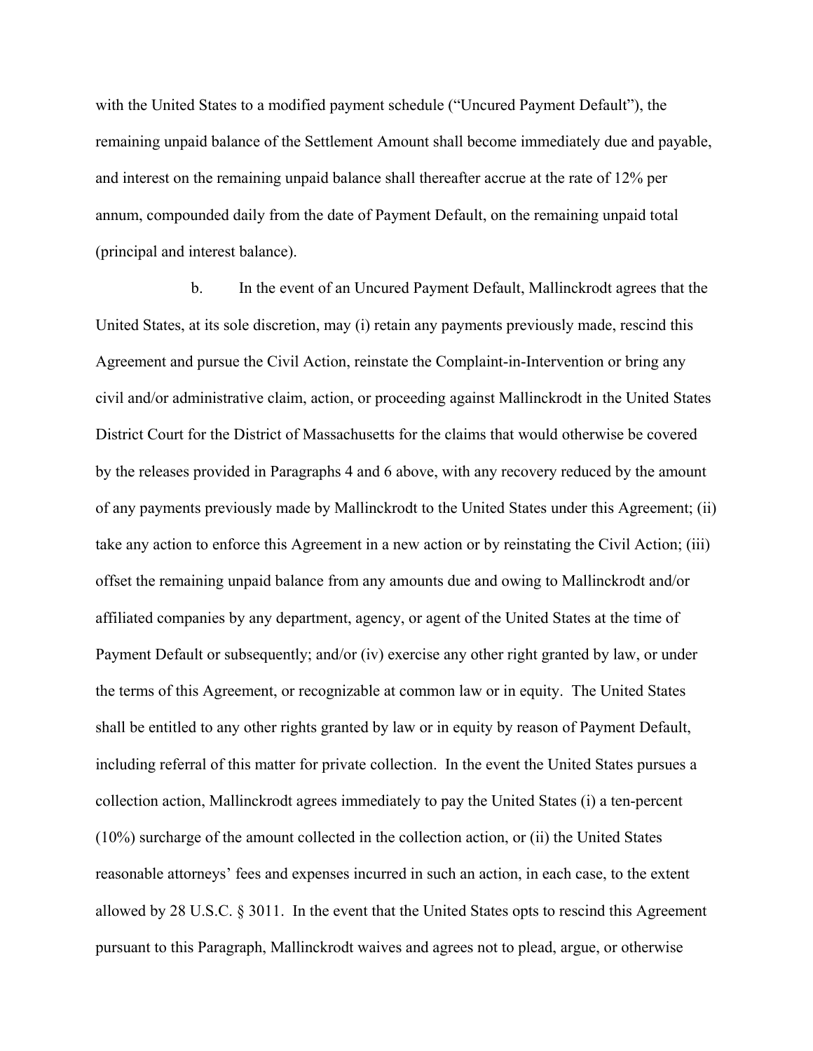with the United States to a modified payment schedule ("Uncured Payment Default"), the remaining unpaid balance of the Settlement Amount shall become immediately due and payable, and interest on the remaining unpaid balance shall thereafter accrue at the rate of 12% per annum, compounded daily from the date of Payment Default, on the remaining unpaid total (principal and interest balance).

b. In the event of an Uncured Payment Default, Mallinckrodt agrees that the United States, at its sole discretion, may (i) retain any payments previously made, rescind this Agreement and pursue the Civil Action, reinstate the Complaint-in-Intervention or bring any civil and/or administrative claim, action, or proceeding against Mallinckrodt in the United States District Court for the District of Massachusetts for the claims that would otherwise be covered by the releases provided in Paragraphs 4 and 6 above, with any recovery reduced by the amount of any payments previously made by Mallinckrodt to the United States under this Agreement; (ii) take any action to enforce this Agreement in a new action or by reinstating the Civil Action; (iii) offset the remaining unpaid balance from any amounts due and owing to Mallinckrodt and/or affiliated companies by any department, agency, or agent of the United States at the time of Payment Default or subsequently; and/or (iv) exercise any other right granted by law, or under the terms of this Agreement, or recognizable at common law or in equity. The United States shall be entitled to any other rights granted by law or in equity by reason of Payment Default, including referral of this matter for private collection. In the event the United States pursues a collection action, Mallinckrodt agrees immediately to pay the United States (i) a ten-percent (10%) surcharge of the amount collected in the collection action, or (ii) the United States reasonable attorneys' fees and expenses incurred in such an action, in each case, to the extent allowed by 28 U.S.C. § 3011. In the event that the United States opts to rescind this Agreement pursuant to this Paragraph, Mallinckrodt waives and agrees not to plead, argue, or otherwise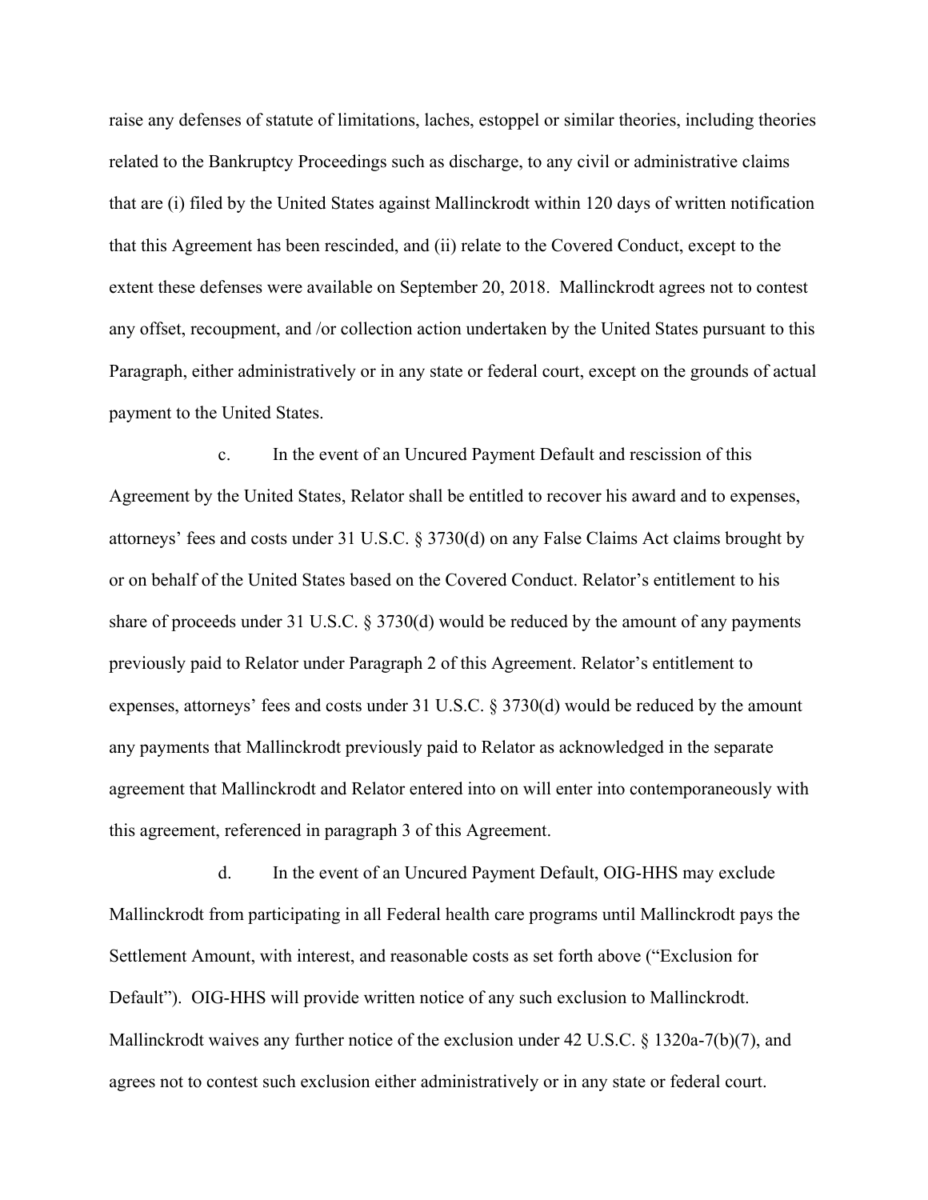raise any defenses of statute of limitations, laches, estoppel or similar theories, including theories related to the Bankruptcy Proceedings such as discharge, to any civil or administrative claims that are (i) filed by the United States against Mallinckrodt within 120 days of written notification that this Agreement has been rescinded, and (ii) relate to the Covered Conduct, except to the extent these defenses were available on September 20, 2018. Mallinckrodt agrees not to contest any offset, recoupment, and /or collection action undertaken by the United States pursuant to this Paragraph, either administratively or in any state or federal court, except on the grounds of actual payment to the United States.

c. In the event of an Uncured Payment Default and rescission of this Agreement by the United States, Relator shall be entitled to recover his award and to expenses, attorneys' fees and costs under 31 U.S.C. § 3730(d) on any False Claims Act claims brought by or on behalf of the United States based on the Covered Conduct. Relator's entitlement to his share of proceeds under 31 U.S.C. § 3730(d) would be reduced by the amount of any payments previously paid to Relator under Paragraph 2 of this Agreement. Relator's entitlement to expenses, attorneys' fees and costs under 31 U.S.C. § 3730(d) would be reduced by the amount any payments that Mallinckrodt previously paid to Relator as acknowledged in the separate agreement that Mallinckrodt and Relator entered into on will enter into contemporaneously with this agreement, referenced in paragraph 3 of this Agreement.

d. In the event of an Uncured Payment Default, OIG-HHS may exclude Mallinckrodt from participating in all Federal health care programs until Mallinckrodt pays the Settlement Amount, with interest, and reasonable costs as set forth above ("Exclusion for Default"). OIG-HHS will provide written notice of any such exclusion to Mallinckrodt. Mallinckrodt waives any further notice of the exclusion under 42 U.S.C. § 1320a-7(b)(7), and agrees not to contest such exclusion either administratively or in any state or federal court.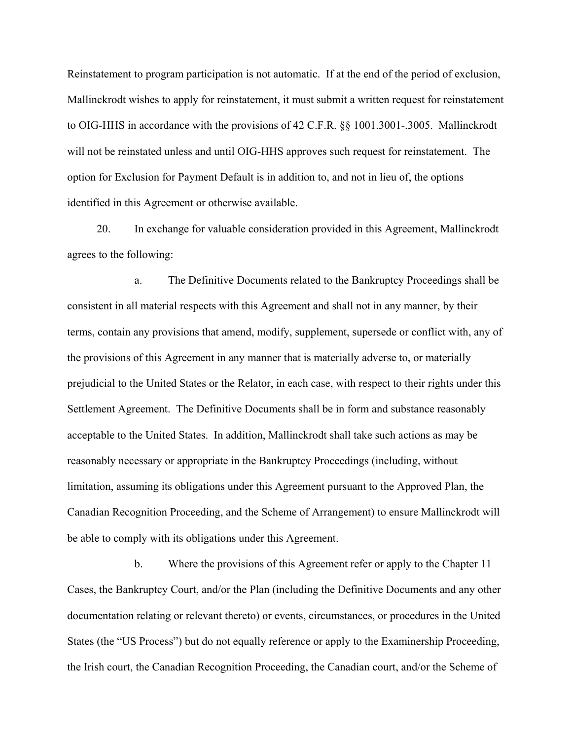Reinstatement to program participation is not automatic. If at the end of the period of exclusion, Mallinckrodt wishes to apply for reinstatement, it must submit a written request for reinstatement to OIG-HHS in accordance with the provisions of 42 C.F.R. §§ 1001.3001-.3005. Mallinckrodt will not be reinstated unless and until OIG-HHS approves such request for reinstatement. The option for Exclusion for Payment Default is in addition to, and not in lieu of, the options identified in this Agreement or otherwise available.

20. In exchange for valuable consideration provided in this Agreement, Mallinckrodt agrees to the following:

a. The Definitive Documents related to the Bankruptcy Proceedings shall be consistent in all material respects with this Agreement and shall not in any manner, by their terms, contain any provisions that amend, modify, supplement, supersede or conflict with, any of the provisions of this Agreement in any manner that is materially adverse to, or materially prejudicial to the United States or the Relator, in each case, with respect to their rights under this Settlement Agreement. The Definitive Documents shall be in form and substance reasonably acceptable to the United States. In addition, Mallinckrodt shall take such actions as may be reasonably necessary or appropriate in the Bankruptcy Proceedings (including, without limitation, assuming its obligations under this Agreement pursuant to the Approved Plan, the Canadian Recognition Proceeding, and the Scheme of Arrangement) to ensure Mallinckrodt will be able to comply with its obligations under this Agreement.

b. Where the provisions of this Agreement refer or apply to the Chapter 11 Cases, the Bankruptcy Court, and/or the Plan (including the Definitive Documents and any other documentation relating or relevant thereto) or events, circumstances, or procedures in the United States (the "US Process") but do not equally reference or apply to the Examinership Proceeding, the Irish court, the Canadian Recognition Proceeding, the Canadian court, and/or the Scheme of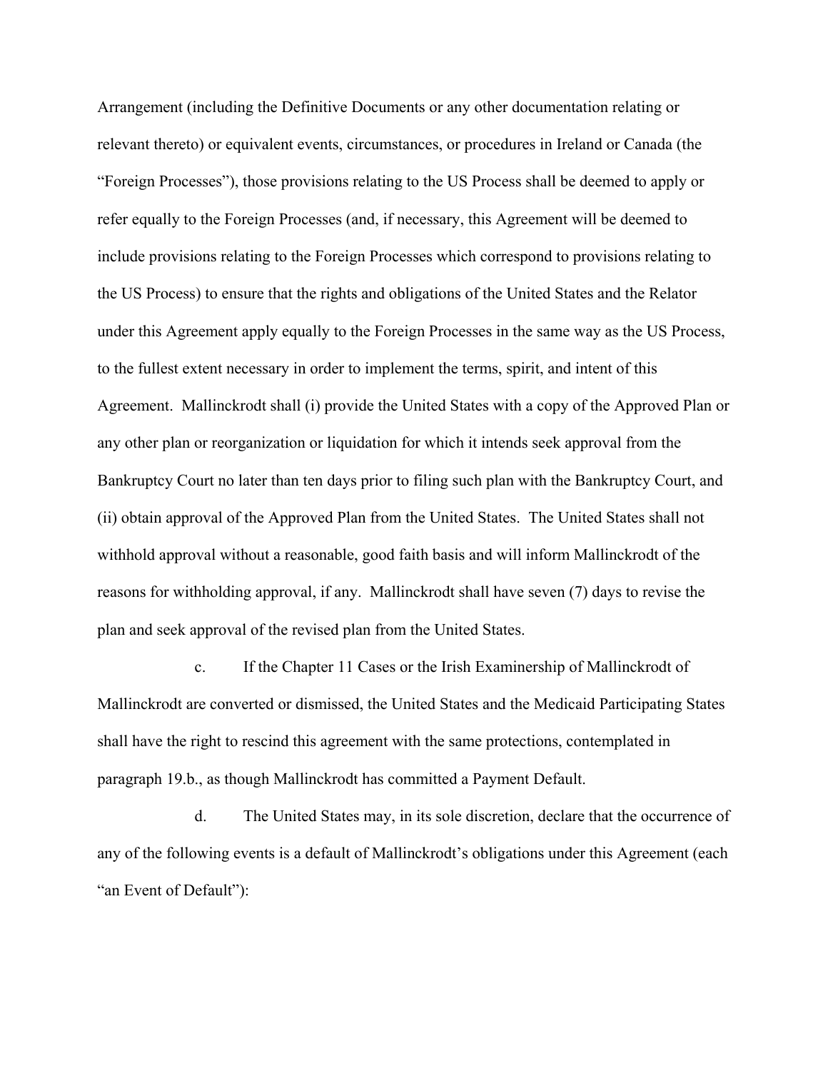Arrangement (including the Definitive Documents or any other documentation relating or relevant thereto) or equivalent events, circumstances, or procedures in Ireland or Canada (the "Foreign Processes"), those provisions relating to the US Process shall be deemed to apply or refer equally to the Foreign Processes (and, if necessary, this Agreement will be deemed to include provisions relating to the Foreign Processes which correspond to provisions relating to the US Process) to ensure that the rights and obligations of the United States and the Relator under this Agreement apply equally to the Foreign Processes in the same way as the US Process, to the fullest extent necessary in order to implement the terms, spirit, and intent of this Agreement. Mallinckrodt shall (i) provide the United States with a copy of the Approved Plan or any other plan or reorganization or liquidation for which it intends seek approval from the Bankruptcy Court no later than ten days prior to filing such plan with the Bankruptcy Court, and (ii) obtain approval of the Approved Plan from the United States. The United States shall not withhold approval without a reasonable, good faith basis and will inform Mallinckrodt of the reasons for withholding approval, if any. Mallinckrodt shall have seven (7) days to revise the plan and seek approval of the revised plan from the United States.

c. If the Chapter 11 Cases or the Irish Examinership of Mallinckrodt of Mallinckrodt are converted or dismissed, the United States and the Medicaid Participating States shall have the right to rescind this agreement with the same protections, contemplated in paragraph 19.b., as though Mallinckrodt has committed a Payment Default.

d. The United States may, in its sole discretion, declare that the occurrence of any of the following events is a default of Mallinckrodt's obligations under this Agreement (each "an Event of Default"):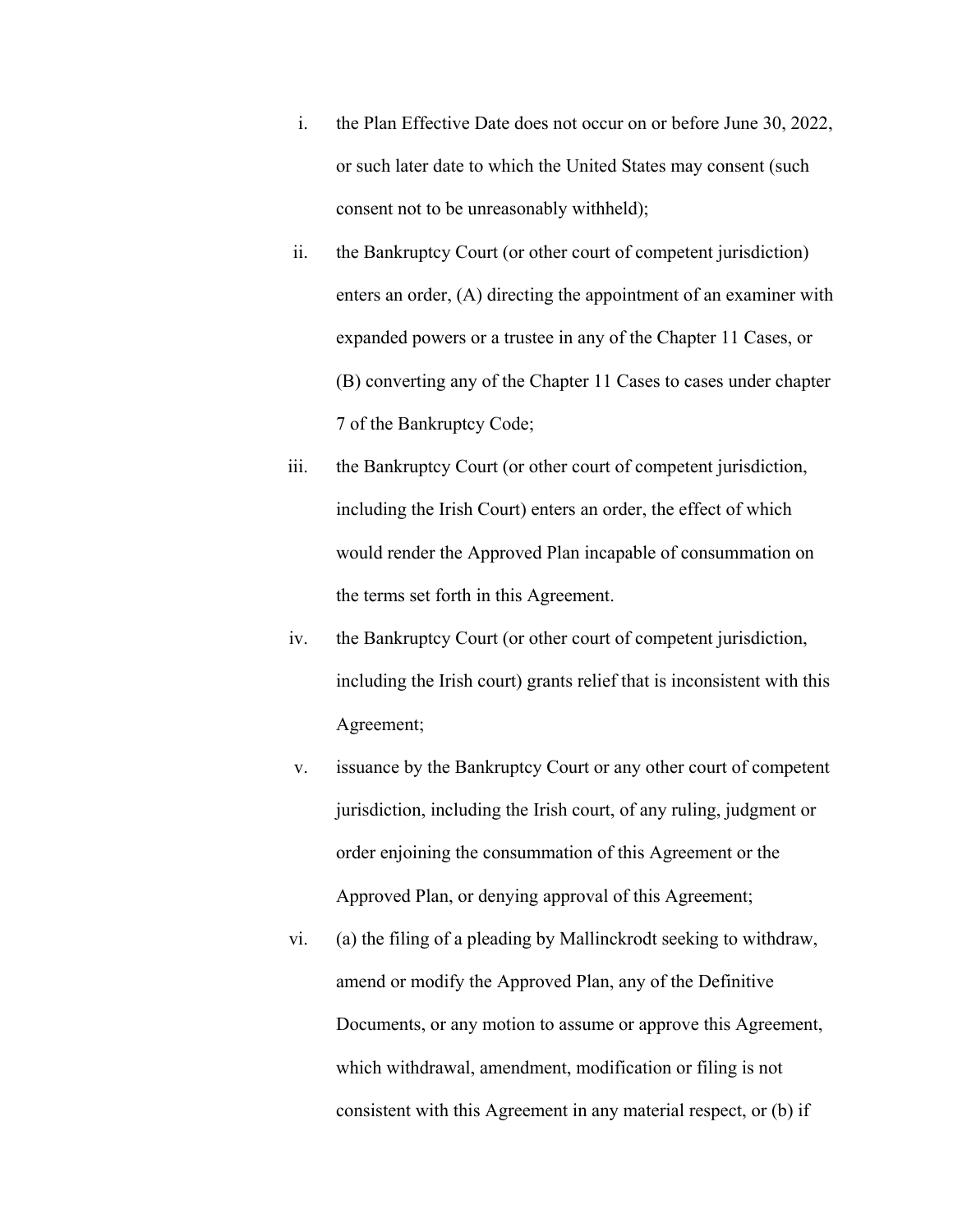i. the Plan Effective Date does not occur on or before June 30, 2022, or such later date to which the United States may consent (such consent not to be unreasonably withheld);

ii. the Bankruptcy Court (or other court of competent jurisdiction) enters an order, (A) directing the appointment of an examiner with expanded powers or a trustee in any of the Chapter 11 Cases, or (B) converting any of the Chapter 11 Cases to cases under chapter 7 of the Bankruptcy Code;

iii. the Bankruptcy Court (or other court of competent jurisdiction, including the Irish Court) enters an order, the effect of which would render the Approved Plan incapable of consummation on the terms set forth in this Agreement.

iv. the Bankruptcy Court (or other court of competent jurisdiction, including the Irish court) grants relief that is inconsistent with this Agreement;

v. issuance by the Bankruptcy Court or any other court of competent jurisdiction, including the Irish court, of any ruling, judgment or order enjoining the consummation of this Agreement or the Approved Plan, or denying approval of this Agreement;

vi. (a) the filing of a pleading by Mallinckrodt seeking to withdraw, amend or modify the Approved Plan, any of the Definitive Documents, or any motion to assume or approve this Agreement, which withdrawal, amendment, modification or filing is not consistent with this Agreement in any material respect, or (b) if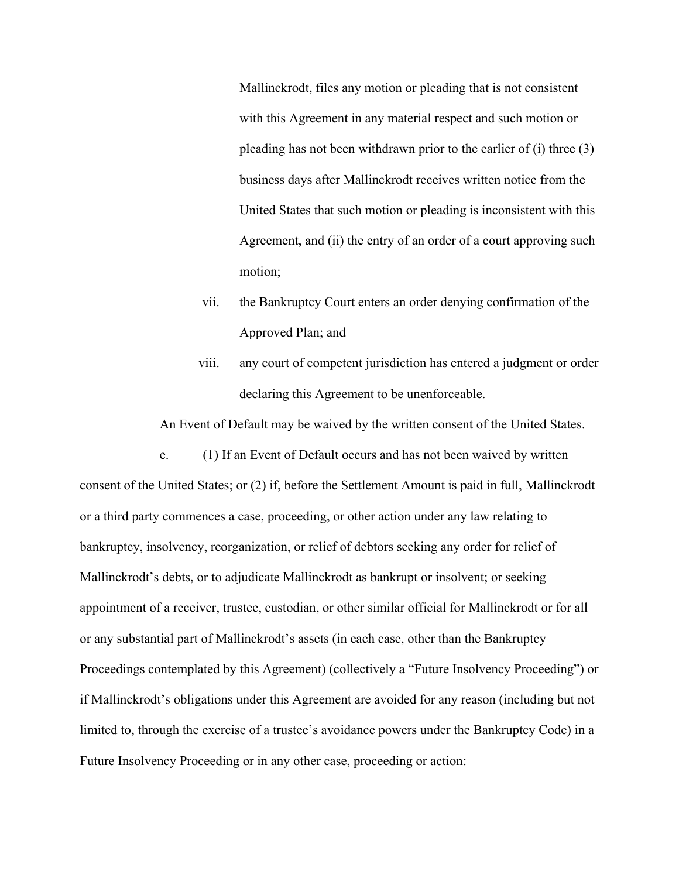Mallinckrodt, files any motion or pleading that is not consistent with this Agreement in any material respect and such motion or pleading has not been withdrawn prior to the earlier of (i) three (3) business days after Mallinckrodt receives written notice from the United States that such motion or pleading is inconsistent with this Agreement, and (ii) the entry of an order of a court approving such motion;

vii. the Bankruptcy Court enters an order denying confirmation of the Approved Plan; and

viii. any court of competent jurisdiction has entered a judgment or order declaring this Agreement to be unenforceable.

An Event of Default may be waived by the written consent of the United States.

e. (1) If an Event of Default occurs and has not been waived by written consent of the United States; or (2) if, before the Settlement Amount is paid in full, Mallinckrodt or a third party commences a case, proceeding, or other action under any law relating to bankruptcy, insolvency, reorganization, or relief of debtors seeking any order for relief of Mallinckrodt's debts, or to adjudicate Mallinckrodt as bankrupt or insolvent; or seeking appointment of a receiver, trustee, custodian, or other similar official for Mallinckrodt or for all or any substantial part of Mallinckrodt's assets (in each case, other than the Bankruptcy Proceedings contemplated by this Agreement) (collectively a "Future Insolvency Proceeding") or if Mallinckrodt's obligations under this Agreement are avoided for any reason (including but not limited to, through the exercise of a trustee's avoidance powers under the Bankruptcy Code) in a Future Insolvency Proceeding or in any other case, proceeding or action: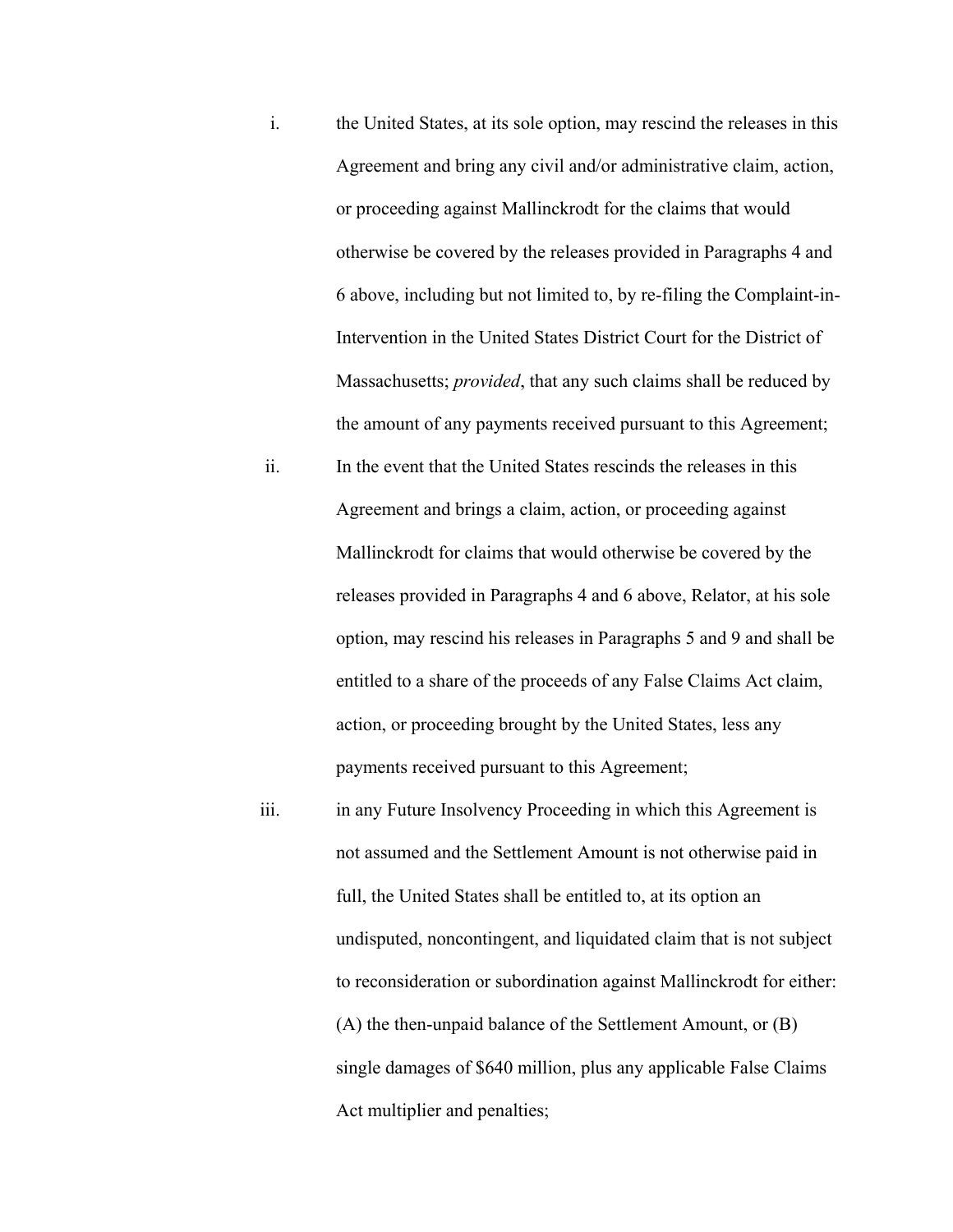i. the United States, at its sole option, may rescind the releases in this Agreement and bring any civil and/or administrative claim, action, or proceeding against Mallinckrodt for the claims that would otherwise be covered by the releases provided in Paragraphs 4 and 6 above, including but not limited to, by re-filing the Complaint-in-Intervention in the United States District Court for the District of Massachusetts; *provided*, that any such claims shall be reduced by the amount of any payments received pursuant to this Agreement;

ii. In the event that the United States rescinds the releases in this Agreement and brings a claim, action, or proceeding against Mallinckrodt for claims that would otherwise be covered by the releases provided in Paragraphs 4 and 6 above, Relator, at his sole option, may rescind his releases in Paragraphs 5 and 9 and shall be entitled to a share of the proceeds of any False Claims Act claim, action, or proceeding brought by the United States, less any payments received pursuant to this Agreement;

iii. in any Future Insolvency Proceeding in which this Agreement is not assumed and the Settlement Amount is not otherwise paid in full, the United States shall be entitled to, at its option an undisputed, noncontingent, and liquidated claim that is not subject to reconsideration or subordination against Mallinckrodt for either: (A) the then-unpaid balance of the Settlement Amount, or (B) single damages of $640 million, plus any applicable False Claims Act multiplier and penalties;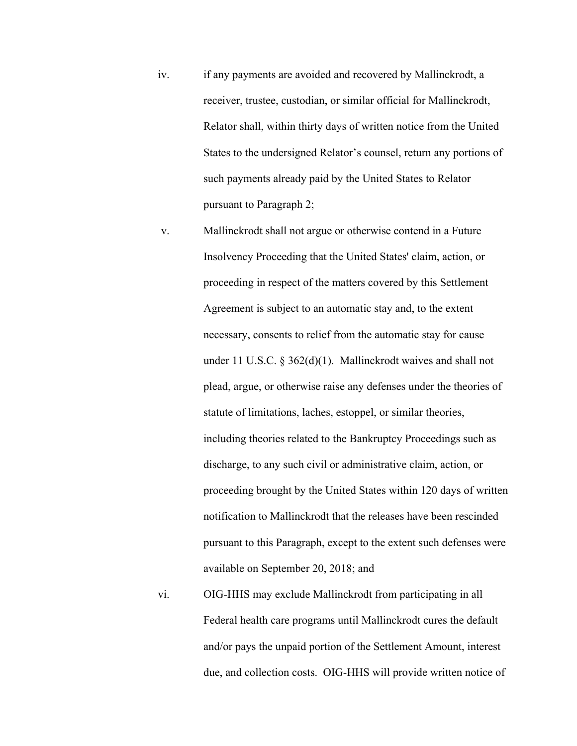iv. if any payments are avoided and recovered by Mallinckrodt, a receiver, trustee, custodian, or similar official for Mallinckrodt, Relator shall, within thirty days of written notice from the United States to the undersigned Relator's counsel, return any portions of such payments already paid by the United States to Relator pursuant to Paragraph 2;

v. Mallinckrodt shall not argue or otherwise contend in a Future Insolvency Proceeding that the United States' claim, action, or proceeding in respect of the matters covered by this Settlement Agreement is subject to an automatic stay and, to the extent necessary, consents to relief from the automatic stay for cause under 11 U.S.C. § 362(d)(1). Mallinckrodt waives and shall not plead, argue, or otherwise raise any defenses under the theories of statute of limitations, laches, estoppel, or similar theories, including theories related to the Bankruptcy Proceedings such as discharge, to any such civil or administrative claim, action, or proceeding brought by the United States within 120 days of written notification to Mallinckrodt that the releases have been rescinded pursuant to this Paragraph, except to the extent such defenses were available on September 20, 2018; and

vi. OIG-HHS may exclude Mallinckrodt from participating in all Federal health care programs until Mallinckrodt cures the default and/or pays the unpaid portion of the Settlement Amount, interest due, and collection costs. OIG-HHS will provide written notice of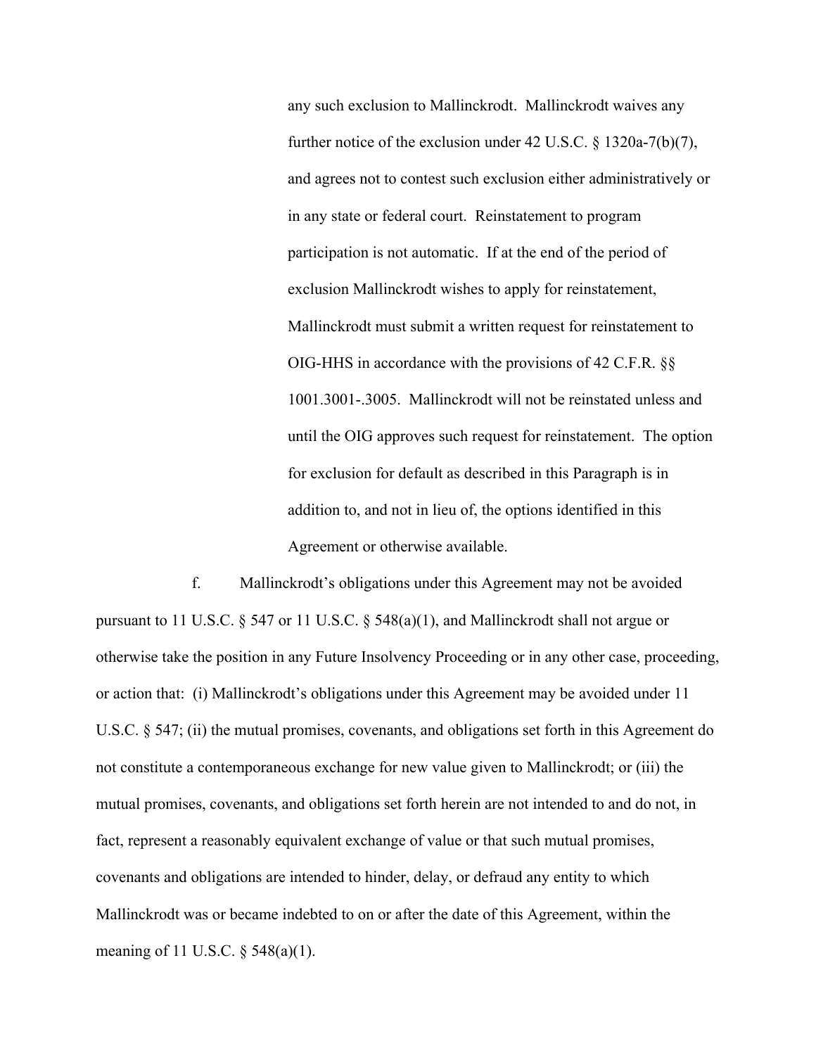any such exclusion to Mallinckrodt. Mallinckrodt waives any further notice of the exclusion under 42 U.S.C. § 1320a-7(b)(7), and agrees not to contest such exclusion either administratively or in any state or federal court. Reinstatement to program participation is not automatic. If at the end of the period of exclusion Mallinckrodt wishes to apply for reinstatement, Mallinckrodt must submit a written request for reinstatement to OIG-HHS in accordance with the provisions of 42 C.F.R. §§ 1001.3001-.3005. Mallinckrodt will not be reinstated unless and until the OIG approves such request for reinstatement. The option for exclusion for default as described in this Paragraph is in addition to, and not in lieu of, the options identified in this Agreement or otherwise available.

f. Mallinckrodt's obligations under this Agreement may not be avoided pursuant to 11 U.S.C. § 547 or 11 U.S.C. § 548(a)(1), and Mallinckrodt shall not argue or otherwise take the position in any Future Insolvency Proceeding or in any other case, proceeding, or action that: (i) Mallinckrodt's obligations under this Agreement may be avoided under 11 U.S.C. § 547; (ii) the mutual promises, covenants, and obligations set forth in this Agreement do not constitute a contemporaneous exchange for new value given to Mallinckrodt; or (iii) the mutual promises, covenants, and obligations set forth herein are not intended to and do not, in fact, represent a reasonably equivalent exchange of value or that such mutual promises, covenants and obligations are intended to hinder, delay, or defraud any entity to which Mallinckrodt was or became indebted to on or after the date of this Agreement, within the meaning of 11 U.S.C. § 548(a)(1).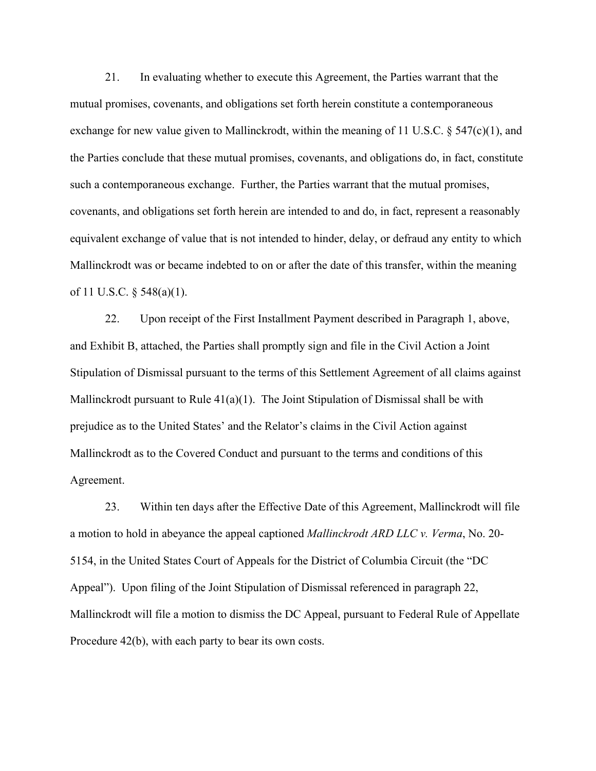21. In evaluating whether to execute this Agreement, the Parties warrant that the mutual promises, covenants, and obligations set forth herein constitute a contemporaneous exchange for new value given to Mallinckrodt, within the meaning of 11 U.S.C. § 547(c)(1), and the Parties conclude that these mutual promises, covenants, and obligations do, in fact, constitute such a contemporaneous exchange. Further, the Parties warrant that the mutual promises, covenants, and obligations set forth herein are intended to and do, in fact, represent a reasonably equivalent exchange of value that is not intended to hinder, delay, or defraud any entity to which Mallinckrodt was or became indebted to on or after the date of this transfer, within the meaning of 11 U.S.C. § 548(a)(1).

22. Upon receipt of the First Installment Payment described in Paragraph 1, above, and Exhibit B, attached, the Parties shall promptly sign and file in the Civil Action a Joint Stipulation of Dismissal pursuant to the terms of this Settlement Agreement of all claims against Mallinckrodt pursuant to Rule 41(a)(1). The Joint Stipulation of Dismissal shall be with prejudice as to the United States' and the Relator's claims in the Civil Action against Mallinckrodt as to the Covered Conduct and pursuant to the terms and conditions of this Agreement.

23. Within ten days after the Effective Date of this Agreement, Mallinckrodt will file a motion to hold in abeyance the appeal captioned *Mallinckrodt ARD LLC v. Verma*, No. 20-5154, in the United States Court of Appeals for the District of Columbia Circuit (the "DC Appeal"). Upon filing of the Joint Stipulation of Dismissal referenced in paragraph 22, Mallinckrodt will file a motion to dismiss the DC Appeal, pursuant to Federal Rule of Appellate Procedure 42(b), with each party to bear its own costs.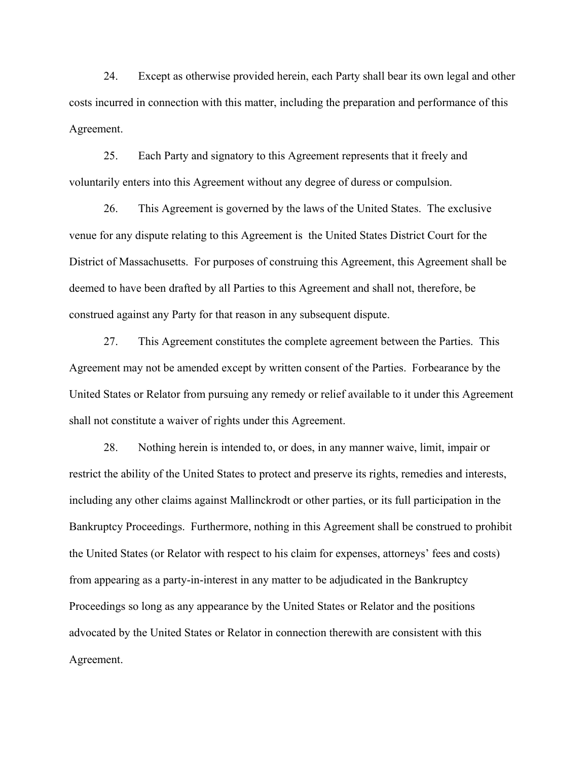24. Except as otherwise provided herein, each Party shall bear its own legal and other costs incurred in connection with this matter, including the preparation and performance of this Agreement.

25. Each Party and signatory to this Agreement represents that it freely and voluntarily enters into this Agreement without any degree of duress or compulsion.

26. This Agreement is governed by the laws of the United States. The exclusive venue for any dispute relating to this Agreement is the United States District Court for the District of Massachusetts. For purposes of construing this Agreement, this Agreement shall be deemed to have been drafted by all Parties to this Agreement and shall not, therefore, be construed against any Party for that reason in any subsequent dispute.

27. This Agreement constitutes the complete agreement between the Parties. This Agreement may not be amended except by written consent of the Parties. Forbearance by the United States or Relator from pursuing any remedy or relief available to it under this Agreement shall not constitute a waiver of rights under this Agreement.

28. Nothing herein is intended to, or does, in any manner waive, limit, impair or restrict the ability of the United States to protect and preserve its rights, remedies and interests, including any other claims against Mallinckrodt or other parties, or its full participation in the Bankruptcy Proceedings. Furthermore, nothing in this Agreement shall be construed to prohibit the United States (or Relator with respect to his claim for expenses, attorneys' fees and costs) from appearing as a party-in-interest in any matter to be adjudicated in the Bankruptcy Proceedings so long as any appearance by the United States or Relator and the positions advocated by the United States or Relator in connection therewith are consistent with this Agreement.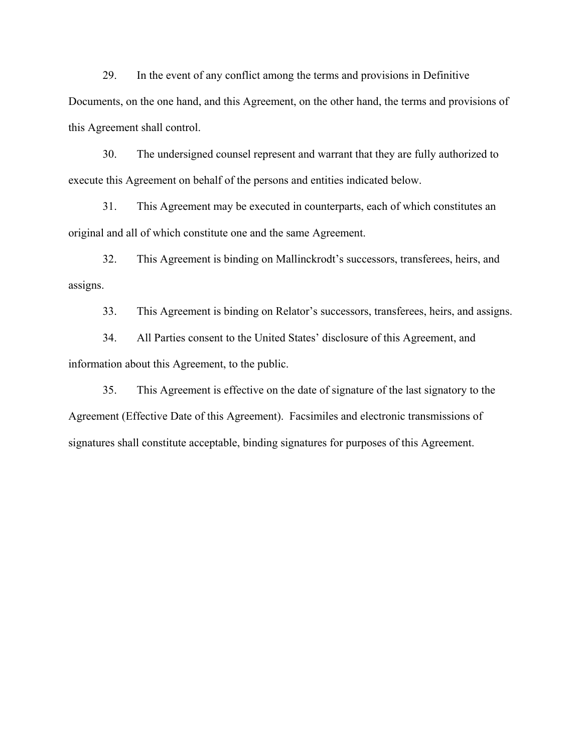29. In the event of any conflict among the terms and provisions in Definitive Documents, on the one hand, and this Agreement, on the other hand, the terms and provisions of this Agreement shall control.

30. The undersigned counsel represent and warrant that they are fully authorized to execute this Agreement on behalf of the persons and entities indicated below.

31. This Agreement may be executed in counterparts, each of which constitutes an original and all of which constitute one and the same Agreement.

32. This Agreement is binding on Mallinckrodt's successors, transferees, heirs, and assigns.

33. This Agreement is binding on Relator's successors, transferees, heirs, and assigns.

34. All Parties consent to the United States' disclosure of this Agreement, and information about this Agreement, to the public.

35. This Agreement is effective on the date of signature of the last signatory to the Agreement (Effective Date of this Agreement). Facsimiles and electronic transmissions of signatures shall constitute acceptable, binding signatures for purposes of this Agreement.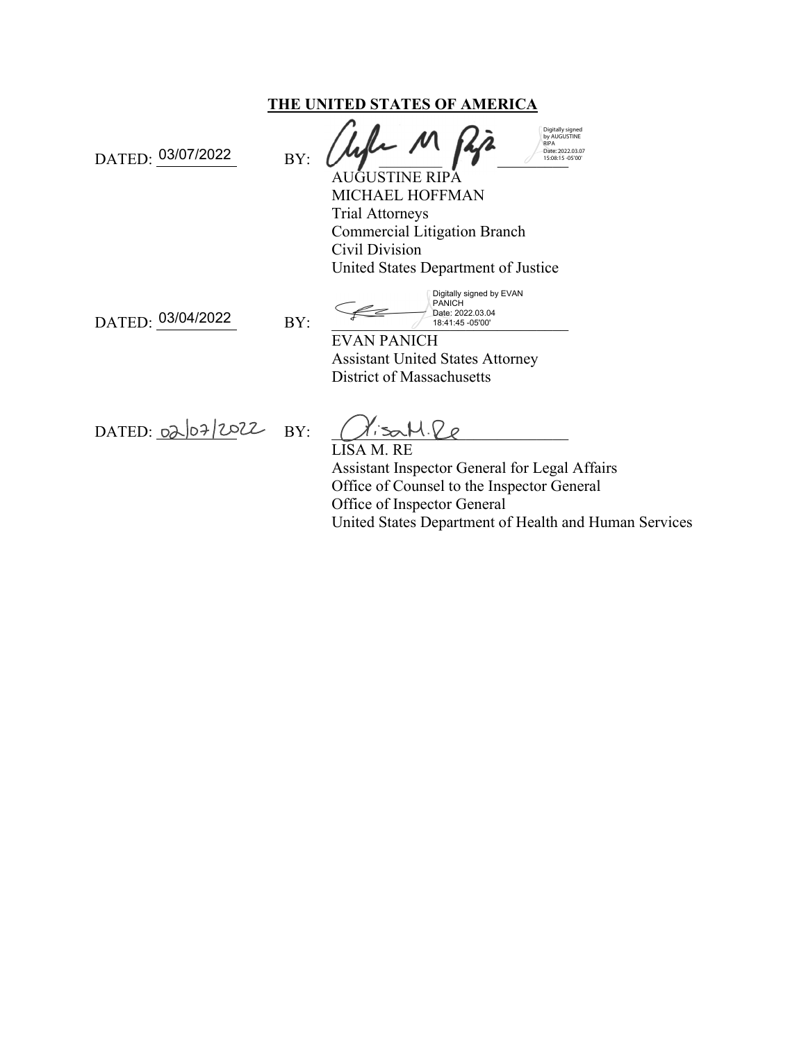**THE UNITED STATES OF AMERICA**

DATED: 03/07/2022 BY: ______________________

AUGUSTINE RIPA
MICHAEL HOFFMAN
Trial Attorneys
Commercial Litigation Branch
Civil Division
United States Department of Justice

Digitally signed by AUGUSTINE RIPA Date: 2022.03.07 15:08:15 -05'00'

DATED: 03/04/2022 BY: ______________________

EVAN PANICH
Assistant United States Attorney
District of Massachusetts

Digitally signed by EVAN PANICH Date: 2022.03.04 18:41:45 -05'00'

DATED: 02/07/2022 BY: ______________________

LISA M. RE
Assistant Inspector General for Legal Affairs
Office of Counsel to the Inspector General
Office of Inspector General
United States Department of Health and Human Services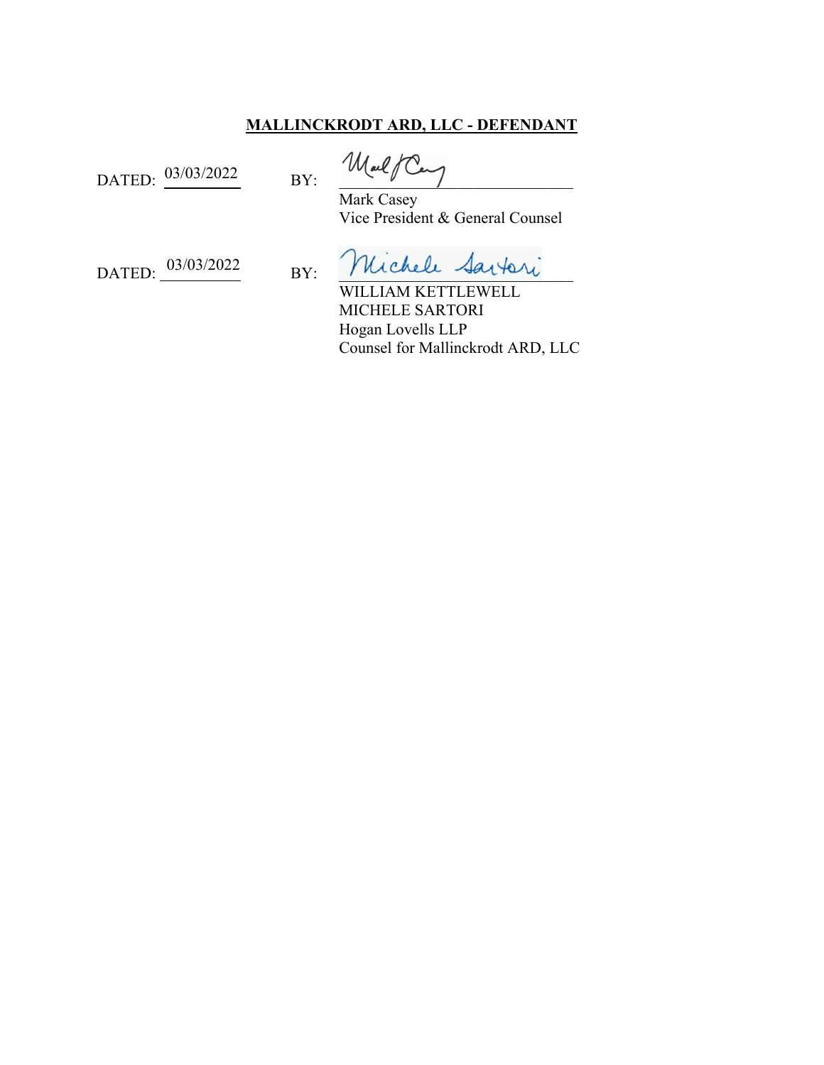**MALLINCKRODT ARD, LLC - DEFENDANT**

DATED: 03/03/2022 BY: 

Mark Casey
Vice President & General Counsel

DATED: 03/03/2022 BY: 

WILLIAM KETTLEWELL
MICHELE SARTORI
Hogan Lovells LLP
Counsel for Mallinckrodt ARD, LLC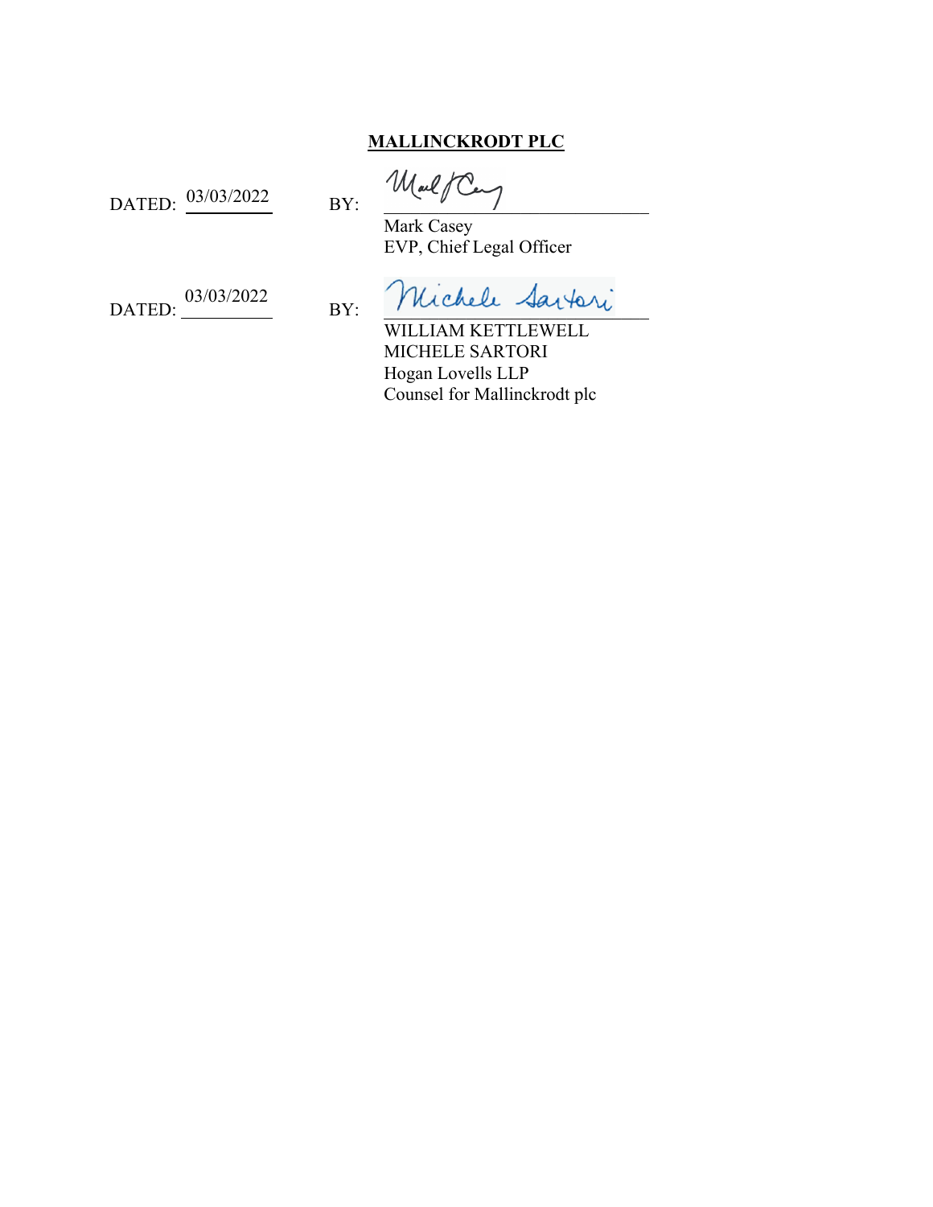**MALLINCKRODT PLC**

DATED: 03/03/2022 BY: _______________________

Mark Casey
EVP, Chief Legal Officer

DATED: 03/03/2022 BY: _______________________

WILLIAM KETTLEWELL
MICHELE SARTORI
Hogan Lovells LLP
Counsel for Mallinckrodt plc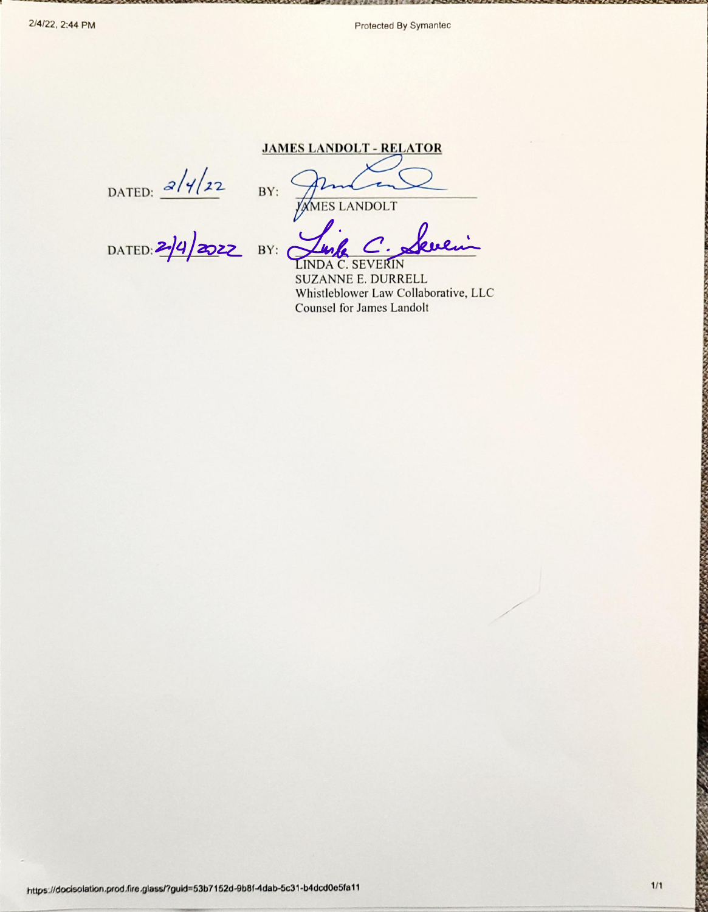**JAMES LANDOLT - RELATOR**

DATED: 2/4/22 BY: _______________________
JAMES LANDOLT

DATED: 2/4/2022 BY: _______________________
LINDA C. SEVERIN
SUZANNE E. DURRELL
Whistleblower Law Collaborative, LLC
Counsel for James Landolt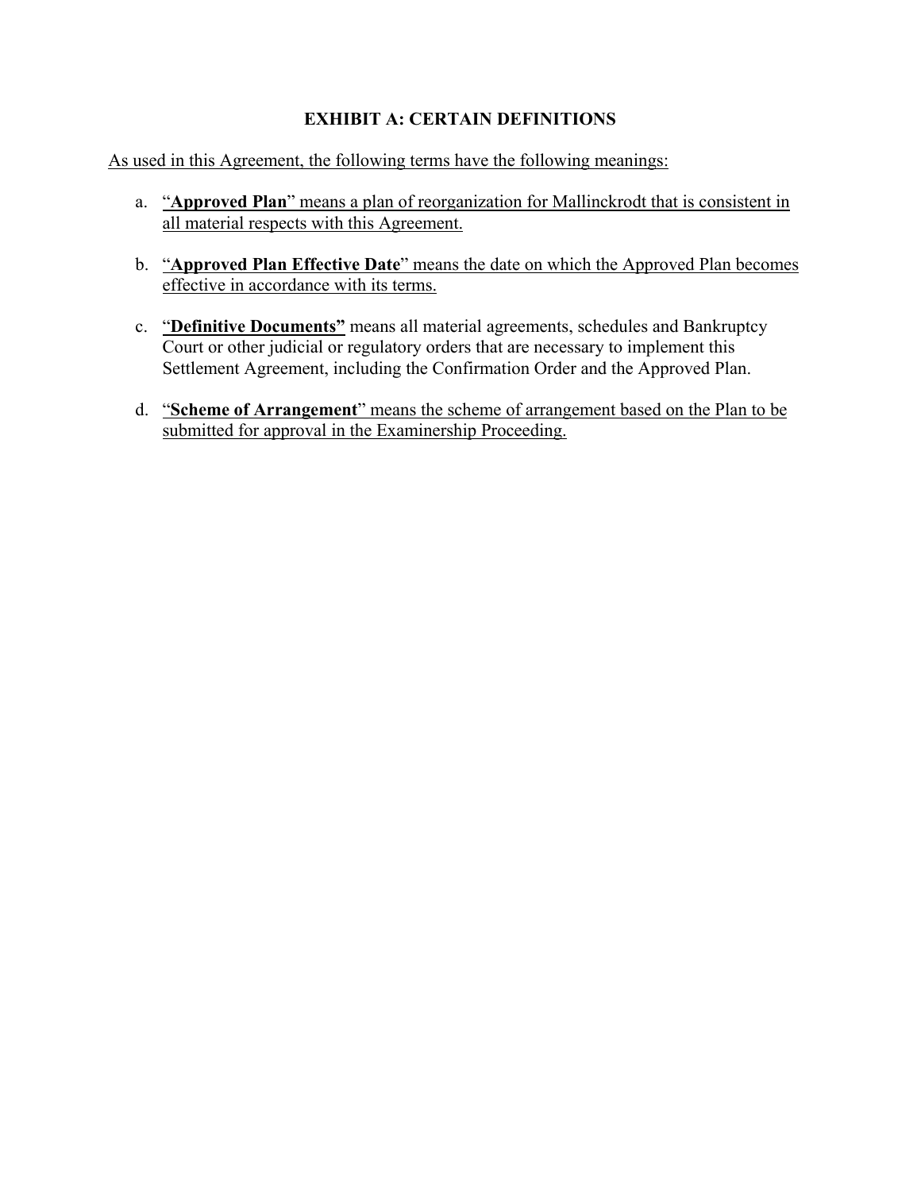### EXHIBIT A: CERTAIN DEFINITIONS

As used in this Agreement, the following terms have the following meanings:

a. "**Approved Plan**" means a plan of reorganization for Mallinckrodt that is consistent in all material respects with this Agreement.

b. "**Approved Plan Effective Date**" means the date on which the Approved Plan becomes effective in accordance with its terms.

c. "**Definitive Documents"** means all material agreements, schedules and Bankruptcy Court or other judicial or regulatory orders that are necessary to implement this Settlement Agreement, including the Confirmation Order and the Approved Plan.

d. "**Scheme of Arrangement**" means the scheme of arrangement based on the Plan to be submitted for approval in the Examinership Proceeding.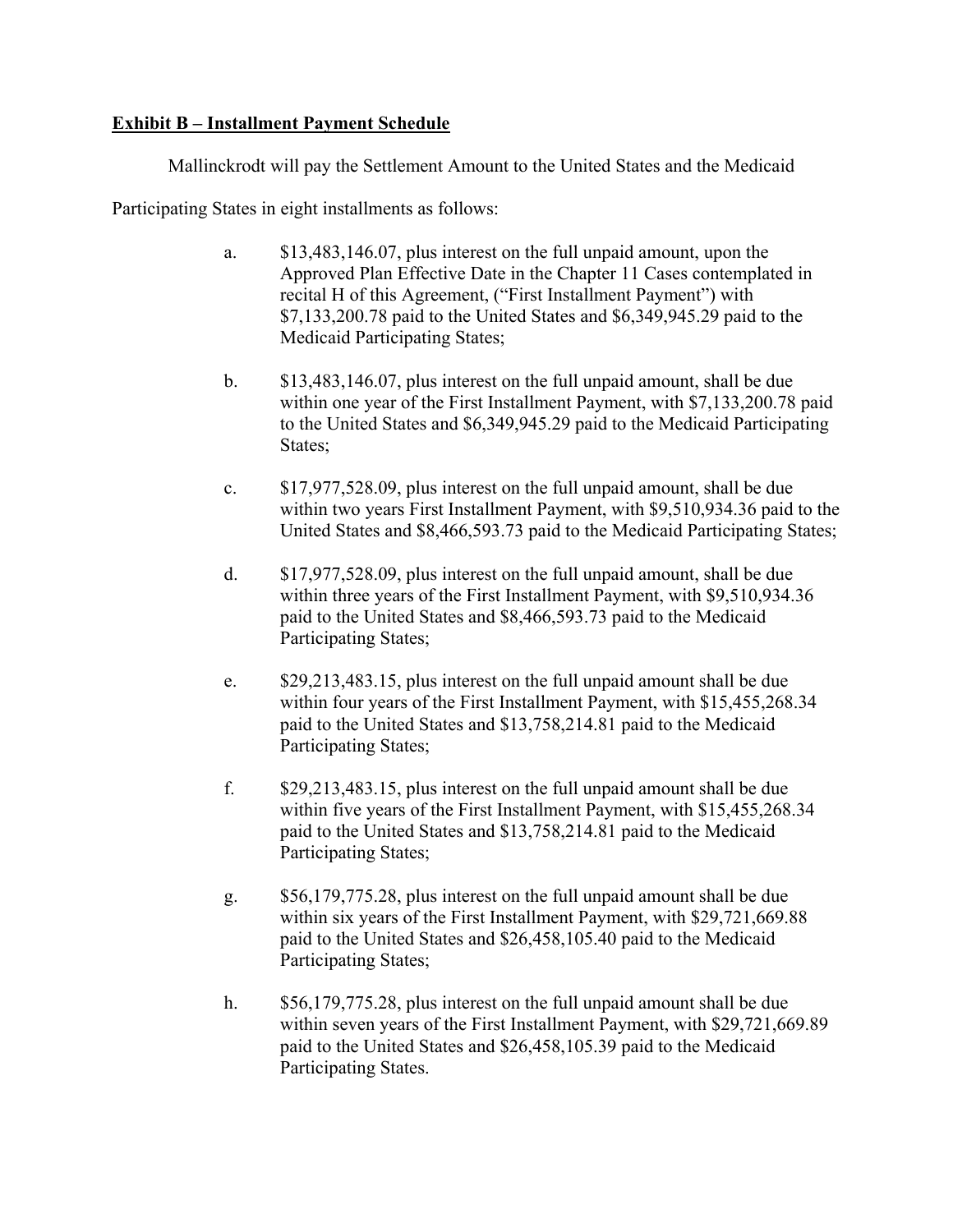**Exhibit B – Installment Payment Schedule**

Mallinckrodt will pay the Settlement Amount to the United States and the Medicaid Participating States in eight installments as follows:

a. $13,483,146.07, plus interest on the full unpaid amount, upon the Approved Plan Effective Date in the Chapter 11 Cases contemplated in recital H of this Agreement, ("First Installment Payment") with $7,133,200.78 paid to the United States and $6,349,945.29 paid to the Medicaid Participating States;

b. $13,483,146.07, plus interest on the full unpaid amount, shall be due within one year of the First Installment Payment, with $7,133,200.78 paid to the United States and $6,349,945.29 paid to the Medicaid Participating States;

c. $17,977,528.09, plus interest on the full unpaid amount, shall be due within two years First Installment Payment, with $9,510,934.36 paid to the United States and $8,466,593.73 paid to the Medicaid Participating States;

d. $17,977,528.09, plus interest on the full unpaid amount, shall be due within three years of the First Installment Payment, with $9,510,934.36 paid to the United States and $8,466,593.73 paid to the Medicaid Participating States;

e. $29,213,483.15, plus interest on the full unpaid amount shall be due within four years of the First Installment Payment, with $15,455,268.34 paid to the United States and $13,758,214.81 paid to the Medicaid Participating States;

f. $29,213,483.15, plus interest on the full unpaid amount shall be due within five years of the First Installment Payment, with $15,455,268.34 paid to the United States and $13,758,214.81 paid to the Medicaid Participating States;

g. $56,179,775.28, plus interest on the full unpaid amount shall be due within six years of the First Installment Payment, with $29,721,669.88 paid to the United States and $26,458,105.40 paid to the Medicaid Participating States;

h. $56,179,775.28, plus interest on the full unpaid amount shall be due within seven years of the First Installment Payment, with $29,721,669.89 paid to the United States and $26,458,105.39 paid to the Medicaid Participating States.